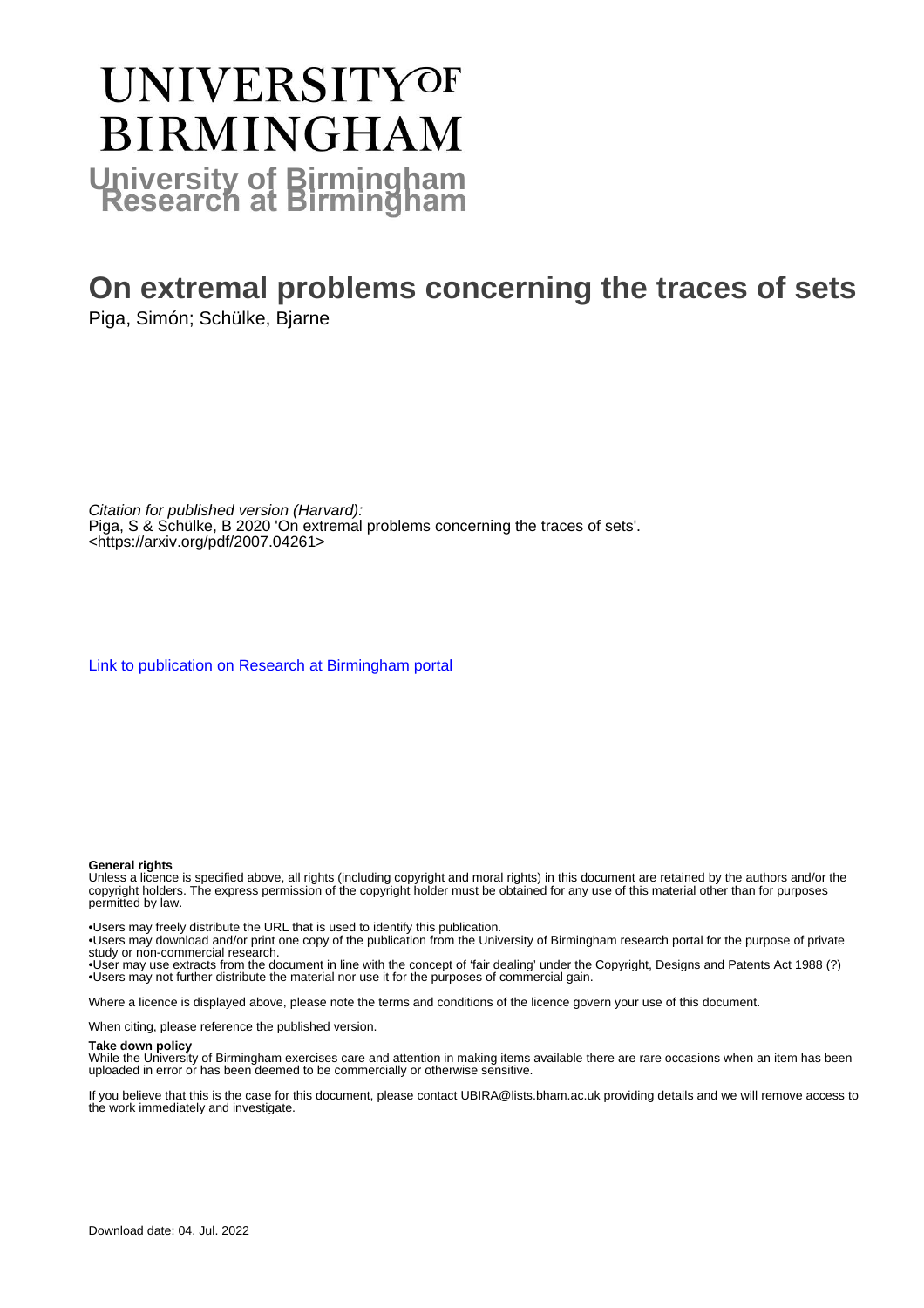# UNIVERSITY OF BIRMINGHAM

**University of Birmingham Research at Birmingham**

# On extremal problems concerning the traces of sets

Piga, Simón; Schülke, Bjarne

*Citation for published version (Harvard):*
Piga, S & Schülke, B 2020 'On extremal problems concerning the traces of sets'. <https://arxiv.org/pdf/2007.04261>

Link to publication on Research at Birmingham portal

**General rights**
Unless a licence is specified above, all rights (including copyright and moral rights) in this document are retained by the authors and/or the copyright holders. The express permission of the copyright holder must be obtained for any use of this material other than for purposes permitted by law.

•Users may freely distribute the URL that is used to identify this publication.
•Users may download and/or print one copy of the publication from the University of Birmingham research portal for the purpose of private study or non-commercial research.
•User may use extracts from the document in line with the concept of 'fair dealing' under the Copyright, Designs and Patents Act 1988 (?)
•Users may not further distribute the material nor use it for the purposes of commercial gain.

Where a licence is displayed above, please note the terms and conditions of the licence govern your use of this document.

When citing, please reference the published version.

**Take down policy**
While the University of Birmingham exercises care and attention in making items available there are rare occasions when an item has been uploaded in error or has been deemed to be commercially or otherwise sensitive.

If you believe that this is the case for this document, please contact UBIRA@lists.bham.ac.uk providing details and we will remove access to the work immediately and investigate.

Download date: 04. Jul. 2022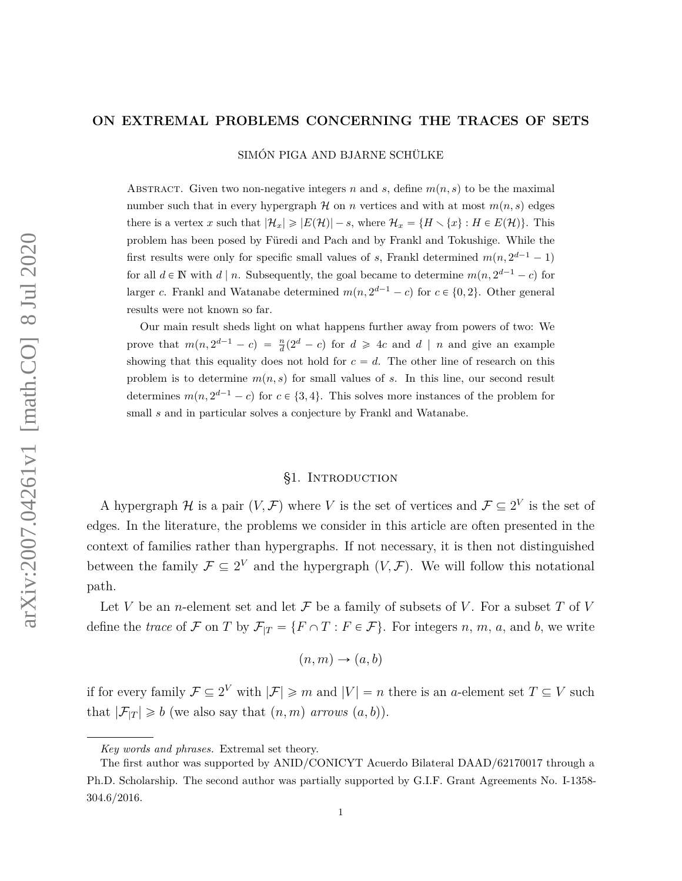# ON EXTREMAL PROBLEMS CONCERNING THE TRACES OF SETS

SIMÓN PIGA AND BJARNE SCHÜLKE

Abstract. Given two non-negative integers $n$ and $s$, define $m(n,s)$ to be the maximal number such that in every hypergraph $\mathcal{H}$ on $n$ vertices and with at most $m(n,s)$ edges there is a vertex $x$ such that $|\mathcal{H}_x| \geqslant |E(\mathcal{H})| - s$, where $\mathcal{H}_x = \{H \setminus \{x\} : H \in E(\mathcal{H})\}$. This problem has been posed by Füredi and Pach and by Frankl and Tokushige. While the first results were only for specific small values of $s$, Frankl determined $m(n, 2^{d-1}-1)$ for all $d \in \mathbb{N}$ with $d \mid n$. Subsequently, the goal became to determine $m(n, 2^{d-1}-c)$ for larger $c$. Frankl and Watanabe determined $m(n, 2^{d-1}-c)$ for $c \in \{0,2\}$. Other general results were not known so far.

Our main result sheds light on what happens further away from powers of two: We prove that $m(n, 2^{d-1}-c) = \frac{n}{d}(2^d - c)$ for $d \geqslant 4c$ and $d \mid n$ and give an example showing that this equality does not hold for $c = d$. The other line of research on this problem is to determine $m(n,s)$ for small values of $s$. In this line, our second result determines $m(n, 2^{d-1}-c)$ for $c \in \{3,4\}$. This solves more instances of the problem for small $s$ and in particular solves a conjecture by Frankl and Watanabe.

## §1. Introduction

A hypergraph $\mathcal{H}$ is a pair $(V, \mathcal{F})$ where $V$ is the set of vertices and $\mathcal{F} \subseteq 2^V$ is the set of edges. In the literature, the problems we consider in this article are often presented in the context of families rather than hypergraphs. If not necessary, it is then not distinguished between the family $\mathcal{F} \subseteq 2^V$ and the hypergraph $(V, \mathcal{F})$. We will follow this notational path.

Let $V$ be an $n$-element set and let $\mathcal{F}$ be a family of subsets of $V$. For a subset $T$ of $V$ define the *trace* of $\mathcal{F}$ on $T$ by $\mathcal{F}_{|T} = \{F \cap T : F \in \mathcal{F}\}$. For integers $n$, $m$, $a$, and $b$, we write

$$(n, m) \to (a, b)$$

if for every family $\mathcal{F} \subseteq 2^V$ with $|\mathcal{F}| \geqslant m$ and $|V| = n$ there is an $a$-element set $T \subseteq V$ such that $|\mathcal{F}_{|T}| \geqslant b$ (we also say that $(n,m)$ *arrows* $(a,b)$).

---

*Key words and phrases.* Extremal set theory.

The first author was supported by ANID/CONICYT Acuerdo Bilateral DAAD/62170017 through a Ph.D. Scholarship. The second author was partially supported by G.I.F. Grant Agreements No. I-1358-304.6/2016.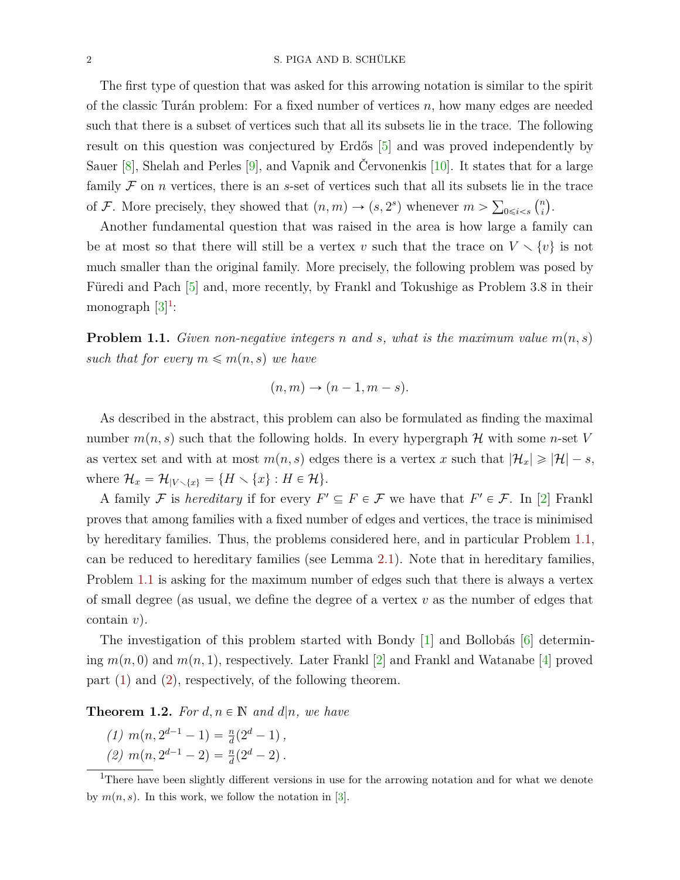The first type of question that was asked for this arrowing notation is similar to the spirit of the classic Turán problem: For a fixed number of vertices $n$, how many edges are needed such that there is a subset of vertices such that all its subsets lie in the trace. The following result on this question was conjectured by Erdős [5] and was proved independently by Sauer [8], Shelah and Perles [9], and Vapnik and Červonenkis [10]. It states that for a large family $\mathcal{F}$ on $n$ vertices, there is an $s$-set of vertices such that all its subsets lie in the trace of $\mathcal{F}$. More precisely, they showed that $(n, m) \to (s, 2^s)$ whenever $m > \sum_{0 \leqslant i < s} \binom{n}{i}$.

Another fundamental question that was raised in the area is how large a family can be at most so that there will still be a vertex $v$ such that the trace on $V \setminus \{v\}$ is not much smaller than the original family. More precisely, the following problem was posed by Füredi and Pach [5] and, more recently, by Frankl and Tokushige as Problem 3.8 in their monograph [3][1]:

**Problem 1.1.** *Given non-negative integers $n$ and $s$, what is the maximum value $m(n, s)$ such that for every $m \leqslant m(n, s)$ we have*

$$(n, m) \to (n - 1, m - s).$$

As described in the abstract, this problem can also be formulated as finding the maximal number $m(n, s)$ such that the following holds. In every hypergraph $\mathcal{H}$ with some $n$-set $V$ as vertex set and with at most $m(n, s)$ edges there is a vertex $x$ such that $|\mathcal{H}_x| \geqslant |\mathcal{H}| - s$, where $\mathcal{H}_x = \mathcal{H}_{|V \setminus \{x\}} = \{H \setminus \{x\} : H \in \mathcal{H}\}$.

A family $\mathcal{F}$ is *hereditary* if for every $F' \subseteq F \in \mathcal{F}$ we have that $F' \in \mathcal{F}$. In [2] Frankl proves that among families with a fixed number of edges and vertices, the trace is minimised by hereditary families. Thus, the problems considered here, and in particular Problem 1.1, can be reduced to hereditary families (see Lemma 2.1). Note that in hereditary families, Problem 1.1 is asking for the maximum number of edges such that there is always a vertex of small degree (as usual, we define the degree of a vertex $v$ as the number of edges that contain $v$).

The investigation of this problem started with Bondy [1] and Bollobás [6] determining $m(n, 0)$ and $m(n, 1)$, respectively. Later Frankl [2] and Frankl and Watanabe [4] proved part (1) and (2), respectively, of the following theorem.

**Theorem 1.2.** *For $d, n \in \mathbb{N}$ and $d | n$, we have*

*(1) $m(n, 2^{d-1} - 1) = \frac{n}{d}(2^d - 1)$,*
*(2) $m(n, 2^{d-1} - 2) = \frac{n}{d}(2^d - 2)$.*

[1] There have been slightly different versions in use for the arrowing notation and for what we denote by $m(n, s)$. In this work, we follow the notation in [3].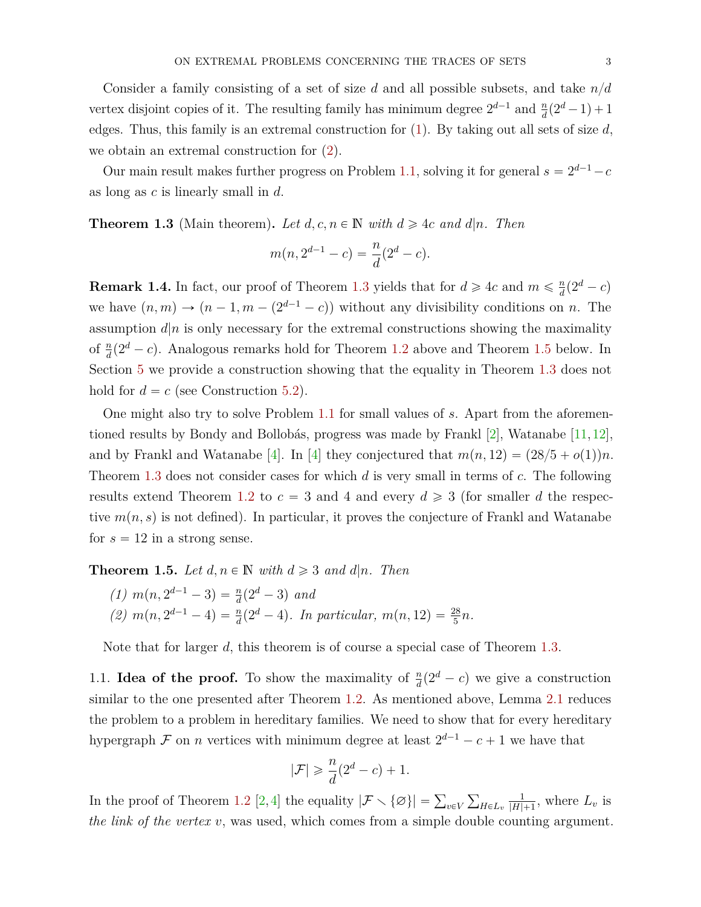Consider a family consisting of a set of size $d$ and all possible subsets, and take $n/d$ vertex disjoint copies of it. The resulting family has minimum degree $2^{d-1}$ and $\frac{n}{d}(2^d - 1) + 1$ edges. Thus, this family is an extremal construction for (1). By taking out all sets of size $d$, we obtain an extremal construction for (2).

Our main result makes further progress on Problem 1.1, solving it for general $s = 2^{d-1} - c$ as long as $c$ is linearly small in $d$.

**Theorem 1.3** (Main theorem). *Let $d, c, n \in \mathbb{N}$ with $d \geqslant 4c$ and $d | n$. Then*

$$m(n, 2^{d-1} - c) = \frac{n}{d}(2^d - c).$$

**Remark 1.4.** In fact, our proof of Theorem 1.3 yields that for $d \geqslant 4c$ and $m \leqslant \frac{n}{d}(2^d - c)$ we have $(n, m) \to (n - 1, m - (2^{d-1} - c))$ without any divisibility conditions on $n$. The assumption $d | n$ is only necessary for the extremal constructions showing the maximality of $\frac{n}{d}(2^d - c)$. Analogous remarks hold for Theorem 1.2 above and Theorem 1.5 below. In Section 5 we provide a construction showing that the equality in Theorem 1.3 does not hold for $d = c$ (see Construction 5.2).

One might also try to solve Problem 1.1 for small values of $s$. Apart from the aforementioned results by Bondy and Bollobás, progress was made by Frankl [2], Watanabe [11,12], and by Frankl and Watanabe [4]. In [4] they conjectured that $m(n, 12) = (28/5 + o(1))n$. Theorem 1.3 does not consider cases for which $d$ is very small in terms of $c$. The following results extend Theorem 1.2 to $c = 3$ and 4 and every $d \geqslant 3$ (for smaller $d$ the respective $m(n, s)$ is not defined). In particular, it proves the conjecture of Frankl and Watanabe for $s = 12$ in a strong sense.

**Theorem 1.5.** *Let $d, n \in \mathbb{N}$ with $d \geqslant 3$ and $d | n$. Then*

*(1) $m(n, 2^{d-1} - 3) = \frac{n}{d}(2^d - 3)$ and*
*(2) $m(n, 2^{d-1} - 4) = \frac{n}{d}(2^d - 4)$. In particular, $m(n, 12) = \frac{28}{5}n$.*

Note that for larger $d$, this theorem is of course a special case of Theorem 1.3.

1.1. **Idea of the proof.** To show the maximality of $\frac{n}{d}(2^d - c)$ we give a construction similar to the one presented after Theorem 1.2. As mentioned above, Lemma 2.1 reduces the problem to a problem in hereditary families. We need to show that for every hereditary hypergraph $\mathcal{F}$ on $n$ vertices with minimum degree at least $2^{d-1} - c + 1$ we have that

$$|\mathcal{F}| \geqslant \frac{n}{d}(2^d - c) + 1.$$

In the proof of Theorem 1.2 [2,4] the equality $|\mathcal{F} \setminus \{\varnothing\}| = \sum_{v \in V} \sum_{H \in L_v} \frac{1}{|H|+1}$, where $L_v$ is *the link of the vertex* $v$, was used, which comes from a simple double counting argument.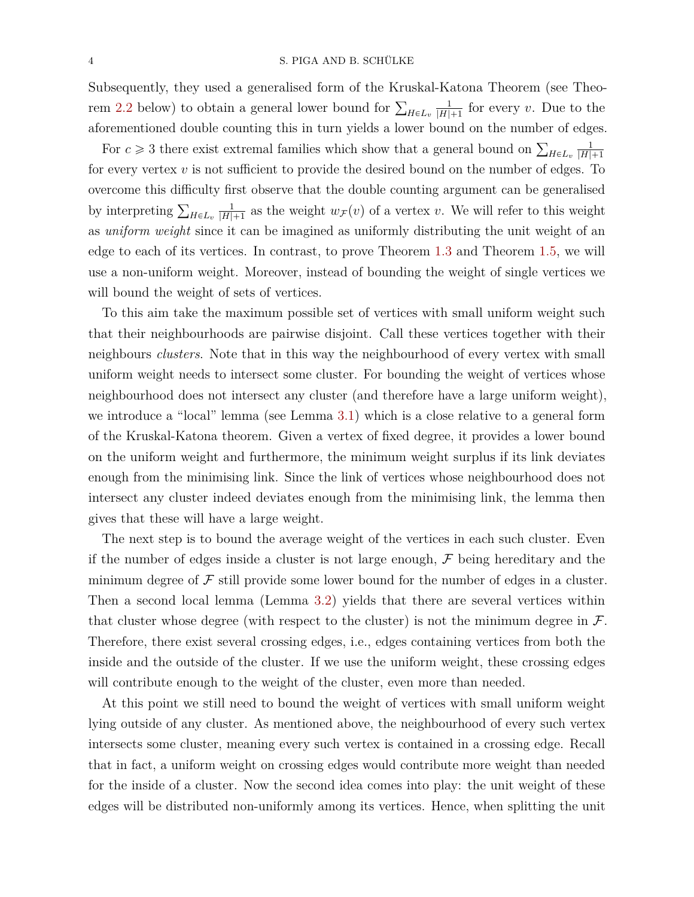Subsequently, they used a generalised form of the Kruskal-Katona Theorem (see Theorem 2.2 below) to obtain a general lower bound for $\sum_{H \in L_v} \frac{1}{|H|+1}$ for every $v$. Due to the aforementioned double counting this in turn yields a lower bound on the number of edges.

For $c \geqslant 3$ there exist extremal families which show that a general bound on $\sum_{H \in L_v} \frac{1}{|H|+1}$ for every vertex $v$ is not sufficient to provide the desired bound on the number of edges. To overcome this difficulty first observe that the double counting argument can be generalised by interpreting $\sum_{H \in L_v} \frac{1}{|H|+1}$ as the weight $w_{\mathcal{F}}(v)$ of a vertex $v$. We will refer to this weight as *uniform weight* since it can be imagined as uniformly distributing the unit weight of an edge to each of its vertices. In contrast, to prove Theorem 1.3 and Theorem 1.5, we will use a non-uniform weight. Moreover, instead of bounding the weight of single vertices we will bound the weight of sets of vertices.

To this aim take the maximum possible set of vertices with small uniform weight such that their neighbourhoods are pairwise disjoint. Call these vertices together with their neighbours *clusters*. Note that in this way the neighbourhood of every vertex with small uniform weight needs to intersect some cluster. For bounding the weight of vertices whose neighbourhood does not intersect any cluster (and therefore have a large uniform weight), we introduce a "local" lemma (see Lemma 3.1) which is a close relative to a general form of the Kruskal-Katona theorem. Given a vertex of fixed degree, it provides a lower bound on the uniform weight and furthermore, the minimum weight surplus if its link deviates enough from the minimising link. Since the link of vertices whose neighbourhood does not intersect any cluster indeed deviates enough from the minimising link, the lemma then gives that these will have a large weight.

The next step is to bound the average weight of the vertices in each such cluster. Even if the number of edges inside a cluster is not large enough, $\mathcal{F}$ being hereditary and the minimum degree of $\mathcal{F}$ still provide some lower bound for the number of edges in a cluster. Then a second local lemma (Lemma 3.2) yields that there are several vertices within that cluster whose degree (with respect to the cluster) is not the minimum degree in $\mathcal{F}$. Therefore, there exist several crossing edges, i.e., edges containing vertices from both the inside and the outside of the cluster. If we use the uniform weight, these crossing edges will contribute enough to the weight of the cluster, even more than needed.

At this point we still need to bound the weight of vertices with small uniform weight lying outside of any cluster. As mentioned above, the neighbourhood of every such vertex intersects some cluster, meaning every such vertex is contained in a crossing edge. Recall that in fact, a uniform weight on crossing edges would contribute more weight than needed for the inside of a cluster. Now the second idea comes into play: the unit weight of these edges will be distributed non-uniformly among its vertices. Hence, when splitting the unit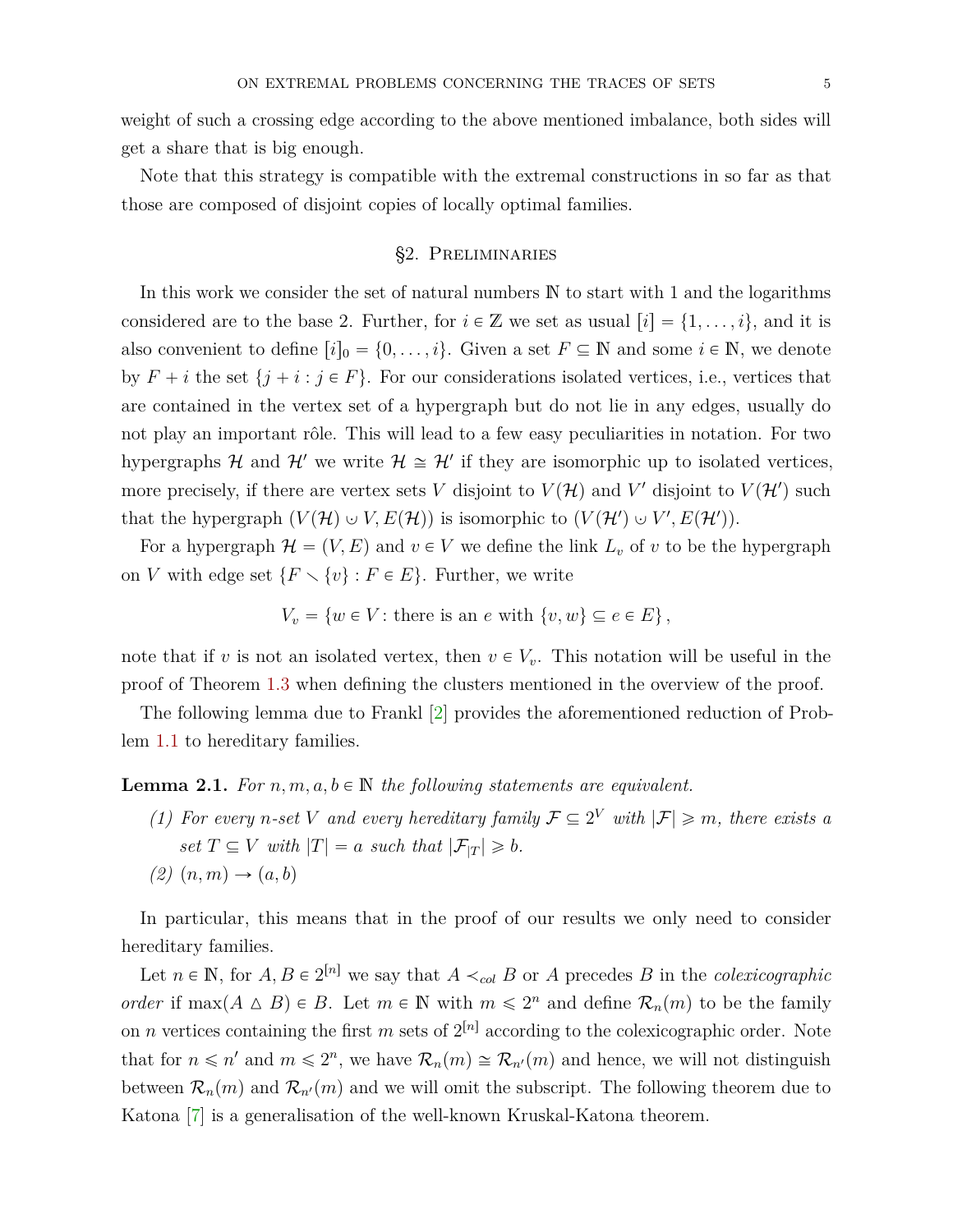weight of such a crossing edge according to the above mentioned imbalance, both sides will get a share that is big enough.

Note that this strategy is compatible with the extremal constructions in so far as that those are composed of disjoint copies of locally optimal families.

## §2. Preliminaries

In this work we consider the set of natural numbers $\mathbb{N}$ to start with 1 and the logarithms considered are to the base 2. Further, for $i \in \mathbb{Z}$ we set as usual $[i] = \{1, \dots, i\}$, and it is also convenient to define $[i]_0 = \{0, \dots, i\}$. Given a set $F \subseteq \mathbb{N}$ and some $i \in \mathbb{N}$, we denote by $F + i$ the set $\{j + i : j \in F\}$. For our considerations isolated vertices, i.e., vertices that are contained in the vertex set of a hypergraph but do not lie in any edges, usually do not play an important rôle. This will lead to a few easy peculiarities in notation. For two hypergraphs $\mathcal{H}$ and $\mathcal{H}'$ we write $\mathcal{H} \cong \mathcal{H}'$ if they are isomorphic up to isolated vertices, more precisely, if there are vertex sets $V$ disjoint to $V(\mathcal{H})$ and $V'$ disjoint to $V(\mathcal{H}')$ such that the hypergraph $(V(\mathcal{H}) \cup V, E(\mathcal{H}))$ is isomorphic to $(V(\mathcal{H}') \cup V', E(\mathcal{H}'))$.

For a hypergraph $\mathcal{H} = (V, E)$ and $v \in V$ we define the link $L_v$ of $v$ to be the hypergraph on $V$ with edge set $\{F \smallsetminus \{v\} : F \in E\}$. Further, we write

$$V_v = \{w \in V : \text{there is an } e \text{ with } \{v, w\} \subseteq e \in E\},$$

note that if $v$ is not an isolated vertex, then $v \in V_v$. This notation will be useful in the proof of Theorem 1.3 when defining the clusters mentioned in the overview of the proof.

The following lemma due to Frankl [2] provides the aforementioned reduction of Problem 1.1 to hereditary families.

**Lemma 2.1.** *For $n, m, a, b \in \mathbb{N}$ the following statements are equivalent.*

*(1) For every $n$-set $V$ and every hereditary family $\mathcal{F} \subseteq 2^V$ with $|\mathcal{F}| \geqslant m$, there exists a set $T \subseteq V$ with $|T| = a$ such that $|\mathcal{F}_{|T}| \geqslant b$.*

*(2) $(n, m) \to (a, b)$*

In particular, this means that in the proof of our results we only need to consider hereditary families.

Let $n \in \mathbb{N}$, for $A, B \in 2^{[n]}$ we say that $A \prec_{col} B$ or $A$ precedes $B$ in the *colexicographic order* if $\max(A \vartriangle B) \in B$. Let $m \in \mathbb{N}$ with $m \leqslant 2^n$ and define $\mathcal{R}_n(m)$ to be the family on $n$ vertices containing the first $m$ sets of $2^{[n]}$ according to the colexicographic order. Note that for $n \leqslant n'$ and $m \leqslant 2^n$, we have $\mathcal{R}_n(m) \cong \mathcal{R}_{n'}(m)$ and hence, we will not distinguish between $\mathcal{R}_n(m)$ and $\mathcal{R}_{n'}(m)$ and we will omit the subscript. The following theorem due to Katona [7] is a generalisation of the well-known Kruskal-Katona theorem.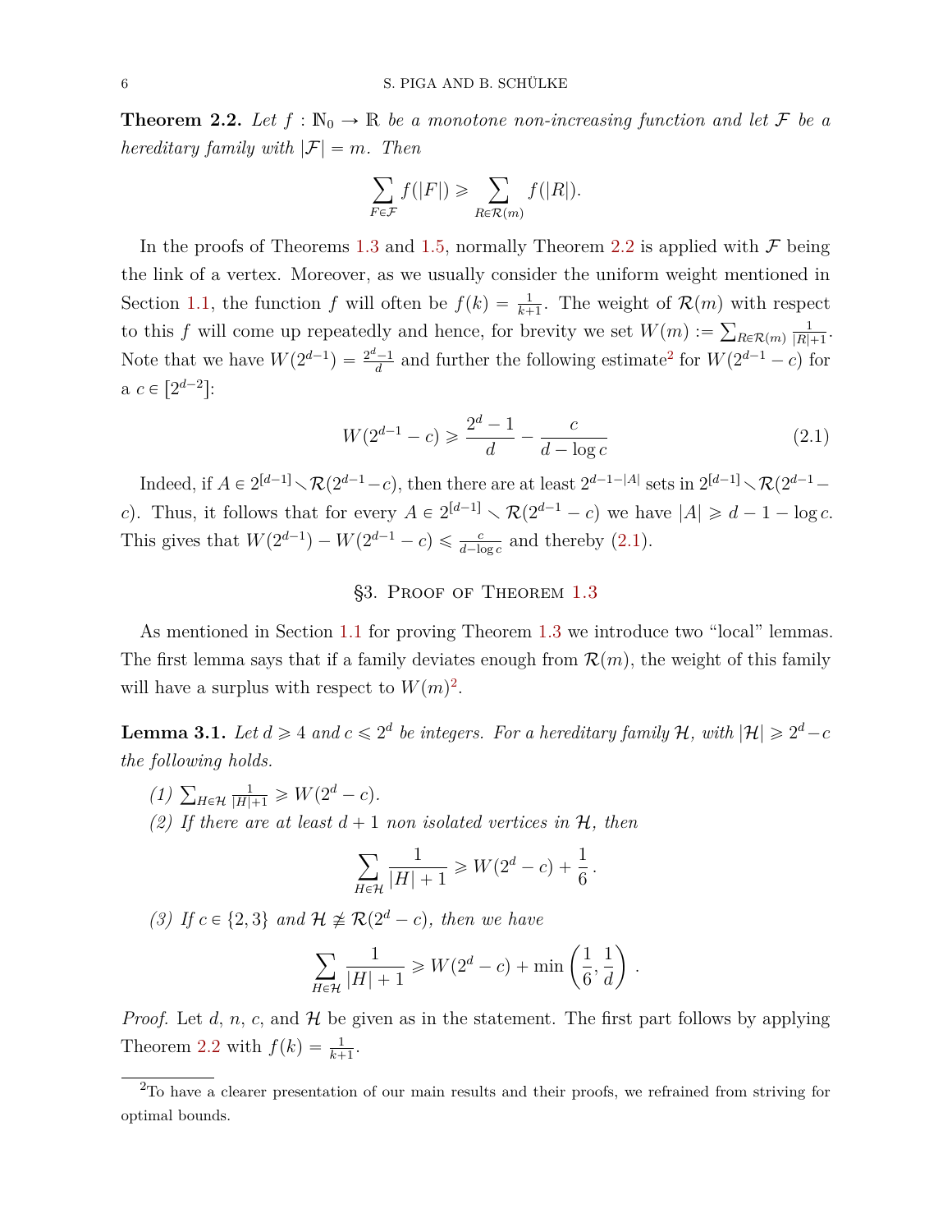**Theorem 2.2.** *Let $f : \mathbb{N}_0 \to \mathbb{R}$ be a monotone non-increasing function and let $\mathcal{F}$ be a hereditary family with $|\mathcal{F}| = m$. Then*

$$\sum_{F \in \mathcal{F}} f(|F|) \geqslant \sum_{R \in \mathcal{R}(m)} f(|R|).$$

In the proofs of Theorems 1.3 and 1.5, normally Theorem 2.2 is applied with $\mathcal{F}$ being the link of a vertex. Moreover, as we usually consider the uniform weight mentioned in Section 1.1, the function $f$ will often be $f(k) = \frac{1}{k+1}$. The weight of $\mathcal{R}(m)$ with respect to this $f$ will come up repeatedly and hence, for brevity we set $W(m) := \sum_{R \in \mathcal{R}(m)} \frac{1}{|R|+1}$. Note that we have $W(2^{d-1}) = \frac{2^d - 1}{d}$ and further the following estimate[2] for $W(2^{d-1} - c)$ for a $c \in [2^{d-2}]$:

$$W(2^{d-1} - c) \geqslant \frac{2^d - 1}{d} - \frac{c}{d - \log c} \tag{2.1}$$

Indeed, if $A \in 2^{[d-1]} \smallsetminus \mathcal{R}(2^{d-1} - c)$, then there are at least $2^{d-1-|A|}$ sets in $2^{[d-1]} \smallsetminus \mathcal{R}(2^{d-1} - c)$. Thus, it follows that for every $A \in 2^{[d-1]} \smallsetminus \mathcal{R}(2^{d-1} - c)$ we have $|A| \geqslant d - 1 - \log c$. This gives that $W(2^{d-1}) - W(2^{d-1} - c) \leqslant \frac{c}{d - \log c}$ and thereby (2.1).

## §3. Proof of Theorem 1.3

As mentioned in Section 1.1 for proving Theorem 1.3 we introduce two "local" lemmas. The first lemma says that if a family deviates enough from $\mathcal{R}(m)$, the weight of this family will have a surplus with respect to $W(m)$[2].

**Lemma 3.1.** *Let $d \geqslant 4$ and $c \leqslant 2^d$ be integers. For a hereditary family $\mathcal{H}$, with $|\mathcal{H}| \geqslant 2^d - c$ the following holds.*

*(1) $\sum_{H \in \mathcal{H}} \frac{1}{|H|+1} \geqslant W(2^d - c)$.*

*(2) If there are at least $d + 1$ non isolated vertices in $\mathcal{H}$, then*

$$\sum_{H \in \mathcal{H}} \frac{1}{|H| + 1} \geqslant W(2^d - c) + \frac{1}{6}.$$

*(3) If $c \in \{2, 3\}$ and $\mathcal{H} \ncong \mathcal{R}(2^d - c)$, then we have*

$$\sum_{H \in \mathcal{H}} \frac{1}{|H| + 1} \geqslant W(2^d - c) + \min\left(\frac{1}{6}, \frac{1}{d}\right).$$

*Proof.* Let $d$, $n$, $c$, and $\mathcal{H}$ be given as in the statement. The first part follows by applying Theorem 2.2 with $f(k) = \frac{1}{k+1}$.

[2] To have a clearer presentation of our main results and their proofs, we refrained from striving for optimal bounds.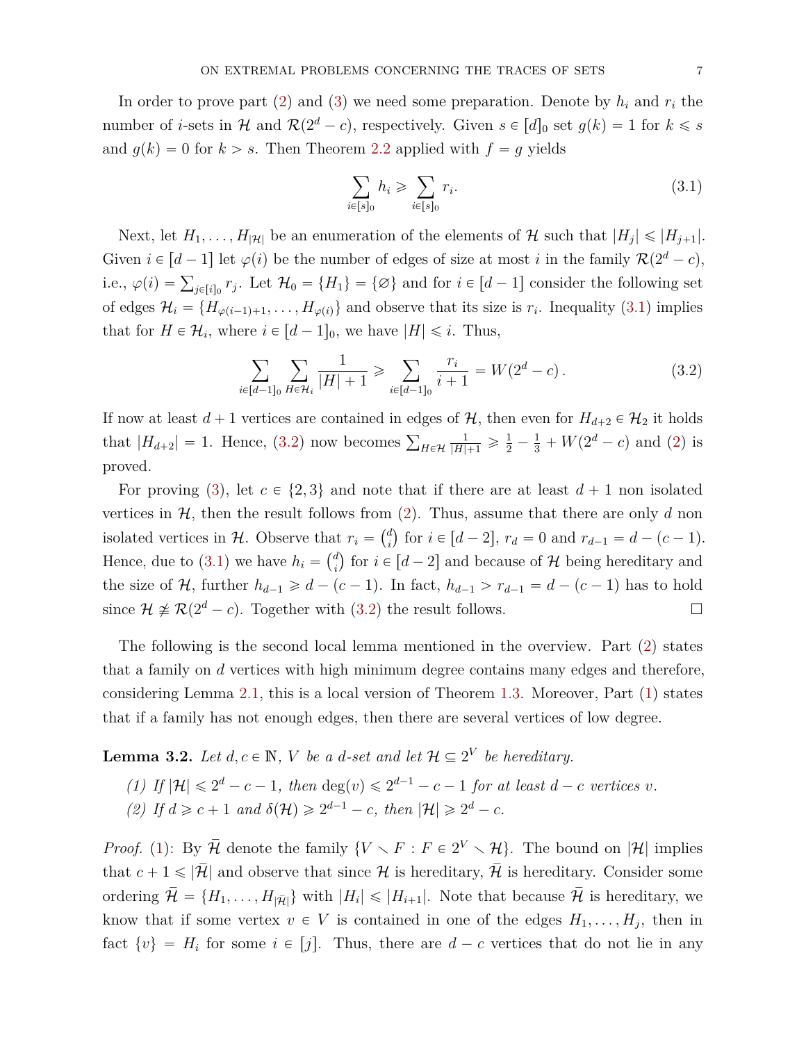In order to prove part (2) and (3) we need some preparation. Denote by $h_i$ and $r_i$ the number of $i$-sets in $\mathcal{H}$ and $\mathcal{R}(2^d - c)$, respectively. Given $s \in [d]_0$ set $g(k) = 1$ for $k \leqslant s$ and $g(k) = 0$ for $k > s$. Then Theorem 2.2 applied with $f = g$ yields

$$\sum_{i \in [s]_0} h_i \geqslant \sum_{i \in [s]_0} r_i. \tag{3.1}$$

Next, let $H_1, \dots, H_{|\mathcal{H}|}$ be an enumeration of the elements of $\mathcal{H}$ such that $|H_j| \leqslant |H_{j+1}|$. Given $i \in [d-1]$ let $\varphi(i)$ be the number of edges of size at most $i$ in the family $\mathcal{R}(2^d - c)$, i.e., $\varphi(i) = \sum_{j \in [i]_0} r_j$. Let $\mathcal{H}_0 = \{H_1\} = \{\varnothing\}$ and for $i \in [d-1]$ consider the following set of edges $\mathcal{H}_i = \{H_{\varphi(i-1)+1}, \dots, H_{\varphi(i)}\}$ and observe that its size is $r_i$. Inequality (3.1) implies that for $H \in \mathcal{H}_i$, where $i \in [d-1]_0$, we have $|H| \leqslant i$. Thus,

$$\sum_{i \in [d-1]_0} \sum_{H \in \mathcal{H}_i} \frac{1}{|H|+1} \geqslant \sum_{i \in [d-1]_0} \frac{r_i}{i+1} = W(2^d - c)\,. \tag{3.2}$$

If now at least $d+1$ vertices are contained in edges of $\mathcal{H}$, then even for $H_{d+2} \in \mathcal{H}_2$ it holds that $|H_{d+2}| = 1$. Hence, (3.2) now becomes $\sum_{H \in \mathcal{H}} \frac{1}{|H|+1} \geqslant \frac{1}{2} - \frac{1}{3} + W(2^d - c)$ and (2) is proved.

For proving (3), let $c \in \{2, 3\}$ and note that if there are at least $d+1$ non isolated vertices in $\mathcal{H}$, then the result follows from (2). Thus, assume that there are only $d$ non isolated vertices in $\mathcal{H}$. Observe that $r_i = \binom{d}{i}$ for $i \in [d-2]$, $r_d = 0$ and $r_{d-1} = d - (c-1)$. Hence, due to (3.1) we have $h_i = \binom{d}{i}$ for $i \in [d-2]$ and because of $\mathcal{H}$ being hereditary and the size of $\mathcal{H}$, further $h_{d-1} \geqslant d - (c-1)$. In fact, $h_{d-1} > r_{d-1} = d - (c-1)$ has to hold since $\mathcal{H} \ncong \mathcal{R}(2^d - c)$. Together with (3.2) the result follows. □

The following is the second local lemma mentioned in the overview. Part (2) states that a family on $d$ vertices with high minimum degree contains many edges and therefore, considering Lemma 2.1, this is a local version of Theorem 1.3. Moreover, Part (1) states that if a family has not enough edges, then there are several vertices of low degree.

**Lemma 3.2.** *Let $d, c \in \mathbb{N}$, $V$ be a $d$-set and let $\mathcal{H} \subseteq 2^V$ be hereditary.*

*(1) If $|\mathcal{H}| \leqslant 2^d - c - 1$, then $\deg(v) \leqslant 2^{d-1} - c - 1$ for at least $d - c$ vertices $v$.*
*(2) If $d \geqslant c+1$ and $\delta(\mathcal{H}) \geqslant 2^{d-1} - c$, then $|\mathcal{H}| \geqslant 2^d - c$.*

*Proof.* (1): By $\bar{\mathcal{H}}$ denote the family $\{V \smallsetminus F : F \in 2^V \smallsetminus \mathcal{H}\}$. The bound on $|\mathcal{H}|$ implies that $c+1 \leqslant |\bar{\mathcal{H}}|$ and observe that since $\mathcal{H}$ is hereditary, $\bar{\mathcal{H}}$ is hereditary. Consider some ordering $\bar{\mathcal{H}} = \{H_1, \dots, H_{|\bar{\mathcal{H}}|}\}$ with $|H_i| \leqslant |H_{i+1}|$. Note that because $\bar{\mathcal{H}}$ is hereditary, we know that if some vertex $v \in V$ is contained in one of the edges $H_1, \dots, H_j$, then in fact $\{v\} = H_i$ for some $i \in [j]$. Thus, there are $d - c$ vertices that do not lie in any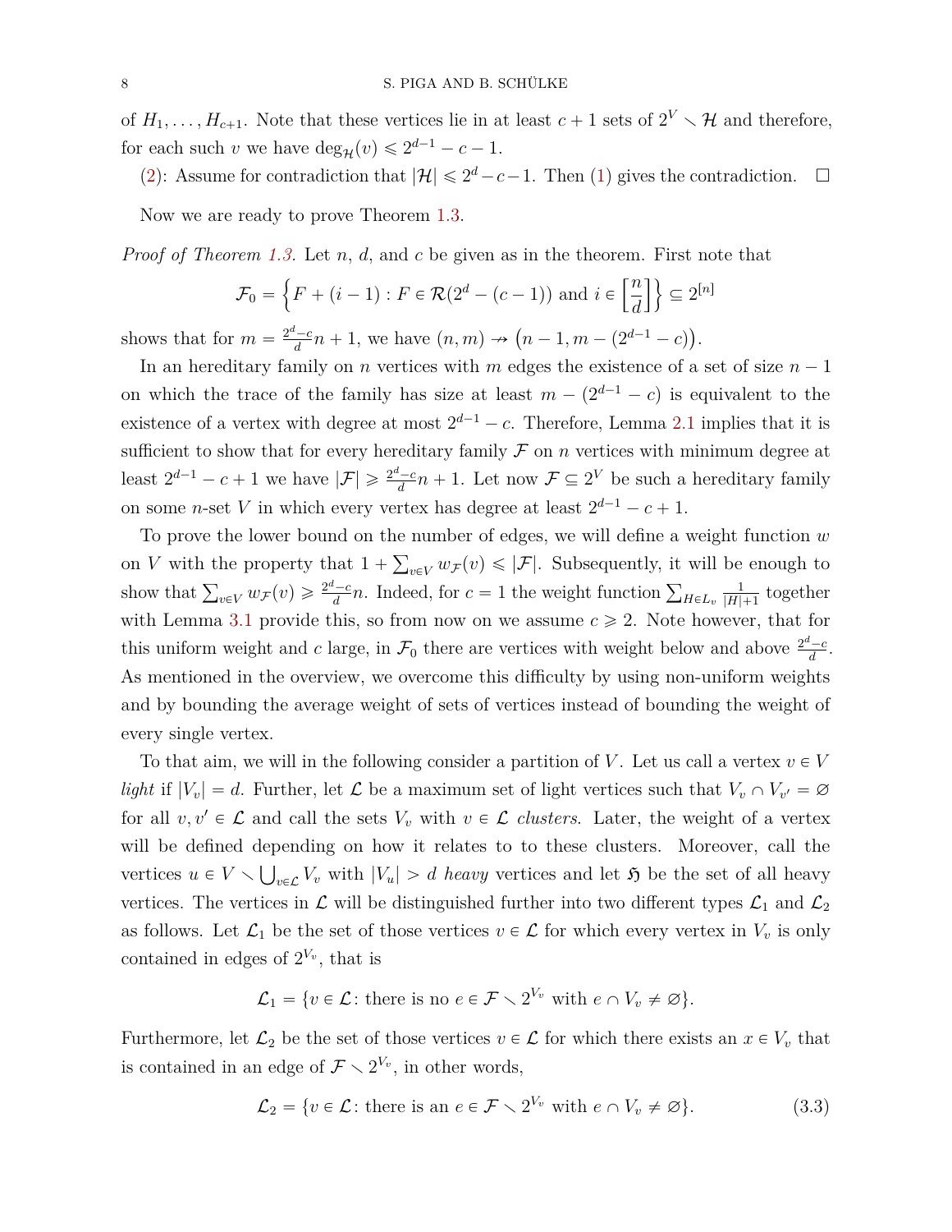of $H_1, \dots, H_{c+1}$. Note that these vertices lie in at least $c+1$ sets of $2^V \setminus \mathcal{H}$ and therefore, for each such $v$ we have $\deg_{\mathcal{H}}(v) \leqslant 2^{d-1} - c - 1$.

(2): Assume for contradiction that $|\mathcal{H}| \leqslant 2^d - c - 1$. Then (1) gives the contradiction. $\square$

Now we are ready to prove Theorem 1.3.

*Proof of Theorem 1.3.* Let $n$, $d$, and $c$ be given as in the theorem. First note that

$$\mathcal{F}_0 = \left\{ F + (i-1) : F \in \mathcal{R}(2^d - (c-1)) \text{ and } i \in \left[\left\lceil \frac{n}{d} \right\rceil\right] \right\} \subseteq 2^{[n]}$$

shows that for $m = \frac{2^d - c}{d} n + 1$, we have $(n, m) \nrightarrow \big(n-1, m - (2^{d-1} - c)\big)$.

In an hereditary family on $n$ vertices with $m$ edges the existence of a set of size $n-1$ on which the trace of the family has size at least $m - (2^{d-1} - c)$ is equivalent to the existence of a vertex with degree at most $2^{d-1} - c$. Therefore, Lemma 2.1 implies that it is sufficient to show that for every hereditary family $\mathcal{F}$ on $n$ vertices with minimum degree at least $2^{d-1} - c + 1$ we have $|\mathcal{F}| \geqslant \frac{2^d - c}{d} n + 1$. Let now $\mathcal{F} \subseteq 2^V$ be such a hereditary family on some $n$-set $V$ in which every vertex has degree at least $2^{d-1} - c + 1$.

To prove the lower bound on the number of edges, we will define a weight function $w$ on $V$ with the property that $1 + \sum_{v \in V} w_{\mathcal{F}}(v) \leqslant |\mathcal{F}|$. Subsequently, it will be enough to show that $\sum_{v \in V} w_{\mathcal{F}}(v) \geqslant \frac{2^d - c}{d} n$. Indeed, for $c = 1$ the weight function $\sum_{H \in L_v} \frac{1}{|H|+1}$ together with Lemma 3.1 provide this, so from now on we assume $c \geqslant 2$. Note however, that for this uniform weight and $c$ large, in $\mathcal{F}_0$ there are vertices with weight below and above $\frac{2^d - c}{d}$. As mentioned in the overview, we overcome this difficulty by using non-uniform weights and by bounding the average weight of sets of vertices instead of bounding the weight of every single vertex.

To that aim, we will in the following consider a partition of $V$. Let us call a vertex $v \in V$ *light* if $|V_v| = d$. Further, let $\mathcal{L}$ be a maximum set of light vertices such that $V_v \cap V_{v'} = \varnothing$ for all $v, v' \in \mathcal{L}$ and call the sets $V_v$ with $v \in \mathcal{L}$ *clusters*. Later, the weight of a vertex will be defined depending on how it relates to to these clusters. Moreover, call the vertices $u \in V \setminus \bigcup_{v \in \mathcal{L}} V_v$ with $|V_u| > d$ *heavy* vertices and let $\mathfrak{H}$ be the set of all heavy vertices. The vertices in $\mathcal{L}$ will be distinguished further into two different types $\mathcal{L}_1$ and $\mathcal{L}_2$ as follows. Let $\mathcal{L}_1$ be the set of those vertices $v \in \mathcal{L}$ for which every vertex in $V_v$ is only contained in edges of $2^{V_v}$, that is

$$\mathcal{L}_1 = \{ v \in \mathcal{L} \colon \text{there is no } e \in \mathcal{F} \setminus 2^{V_v} \text{ with } e \cap V_v \neq \varnothing \}.$$

Furthermore, let $\mathcal{L}_2$ be the set of those vertices $v \in \mathcal{L}$ for which there exists an $x \in V_v$ that is contained in an edge of $\mathcal{F} \setminus 2^{V_v}$, in other words,

$$\mathcal{L}_2 = \{ v \in \mathcal{L} \colon \text{there is an } e \in \mathcal{F} \setminus 2^{V_v} \text{ with } e \cap V_v \neq \varnothing \}. \tag{3.3}$$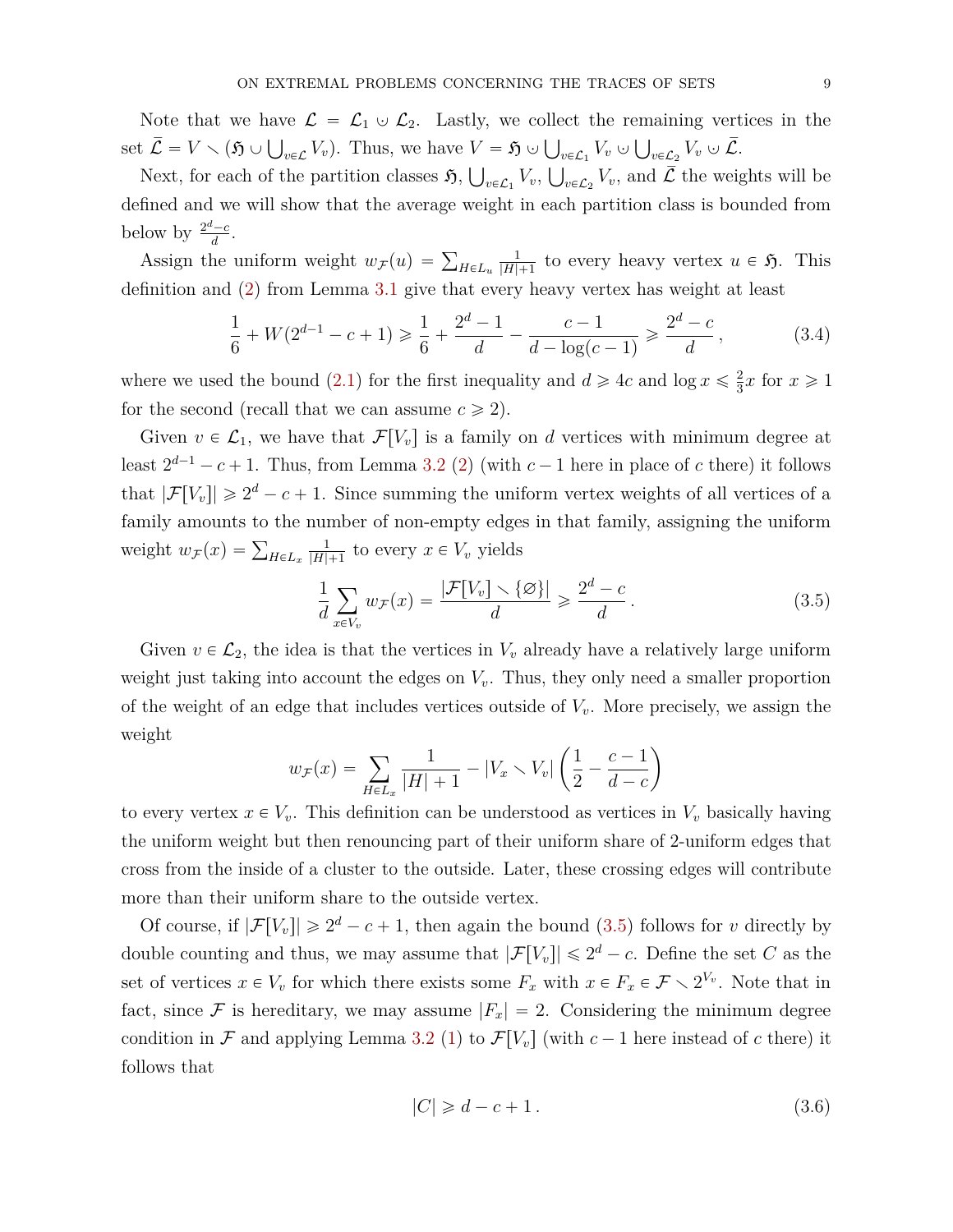Note that we have $\mathcal{L} = \mathcal{L}_1 \cup \mathcal{L}_2$. Lastly, we collect the remaining vertices in the set $\bar{\mathcal{L}} = V \setminus (\mathfrak{H} \cup \bigcup_{v \in \mathcal{L}} V_v)$. Thus, we have $V = \mathfrak{H} \cup \bigcup_{v \in \mathcal{L}_1} V_v \cup \bigcup_{v \in \mathcal{L}_2} V_v \cup \bar{\mathcal{L}}$.

Next, for each of the partition classes $\mathfrak{H}$, $\bigcup_{v \in \mathcal{L}_1} V_v$, $\bigcup_{v \in \mathcal{L}_2} V_v$, and $\bar{\mathcal{L}}$ the weights will be defined and we will show that the average weight in each partition class is bounded from below by $\frac{2^d - c}{d}$.

Assign the uniform weight $w_{\mathcal{F}}(u) = \sum_{H \in L_u} \frac{1}{|H|+1}$ to every heavy vertex $u \in \mathfrak{H}$. This definition and (2) from Lemma 3.1 give that every heavy vertex has weight at least

$$\frac{1}{6} + W(2^{d-1} - c + 1) \geqslant \frac{1}{6} + \frac{2^d - 1}{d} - \frac{c-1}{d - \log(c-1)} \geqslant \frac{2^d - c}{d}\,, \tag{3.4}$$

where we used the bound (2.1) for the first inequality and $d \geqslant 4c$ and $\log x \leqslant \frac{2}{3}x$ for $x \geqslant 1$ for the second (recall that we can assume $c \geqslant 2$).

Given $v \in \mathcal{L}_1$, we have that $\mathcal{F}[V_v]$ is a family on $d$ vertices with minimum degree at least $2^{d-1} - c + 1$. Thus, from Lemma 3.2 (2) (with $c - 1$ here in place of $c$ there) it follows that $|\mathcal{F}[V_v]| \geqslant 2^d - c + 1$. Since summing the uniform vertex weights of all vertices of a family amounts to the number of non-empty edges in that family, assigning the uniform weight $w_{\mathcal{F}}(x) = \sum_{H \in L_x} \frac{1}{|H|+1}$ to every $x \in V_v$ yields

$$\frac{1}{d} \sum_{x \in V_v} w_{\mathcal{F}}(x) = \frac{|\mathcal{F}[V_v] \setminus \{\varnothing\}|}{d} \geqslant \frac{2^d - c}{d}\,. \tag{3.5}$$

Given $v \in \mathcal{L}_2$, the idea is that the vertices in $V_v$ already have a relatively large uniform weight just taking into account the edges on $V_v$. Thus, they only need a smaller proportion of the weight of an edge that includes vertices outside of $V_v$. More precisely, we assign the weight

$$w_{\mathcal{F}}(x) = \sum_{H \in L_x} \frac{1}{|H|+1} - |V_x \setminus V_v| \left( \frac{1}{2} - \frac{c-1}{d-c} \right)$$

to every vertex $x \in V_v$. This definition can be understood as vertices in $V_v$ basically having the uniform weight but then renouncing part of their uniform share of 2-uniform edges that cross from the inside of a cluster to the outside. Later, these crossing edges will contribute more than their uniform share to the outside vertex.

Of course, if $|\mathcal{F}[V_v]| \geqslant 2^d - c + 1$, then again the bound (3.5) follows for $v$ directly by double counting and thus, we may assume that $|\mathcal{F}[V_v]| \leqslant 2^d - c$. Define the set $C$ as the set of vertices $x \in V_v$ for which there exists some $F_x$ with $x \in F_x \in \mathcal{F} \setminus 2^{V_v}$. Note that in fact, since $\mathcal{F}$ is hereditary, we may assume $|F_x| = 2$. Considering the minimum degree condition in $\mathcal{F}$ and applying Lemma 3.2 (1) to $\mathcal{F}[V_v]$ (with $c - 1$ here instead of $c$ there) it follows that

$$|C| \geqslant d - c + 1\,. \tag{3.6}$$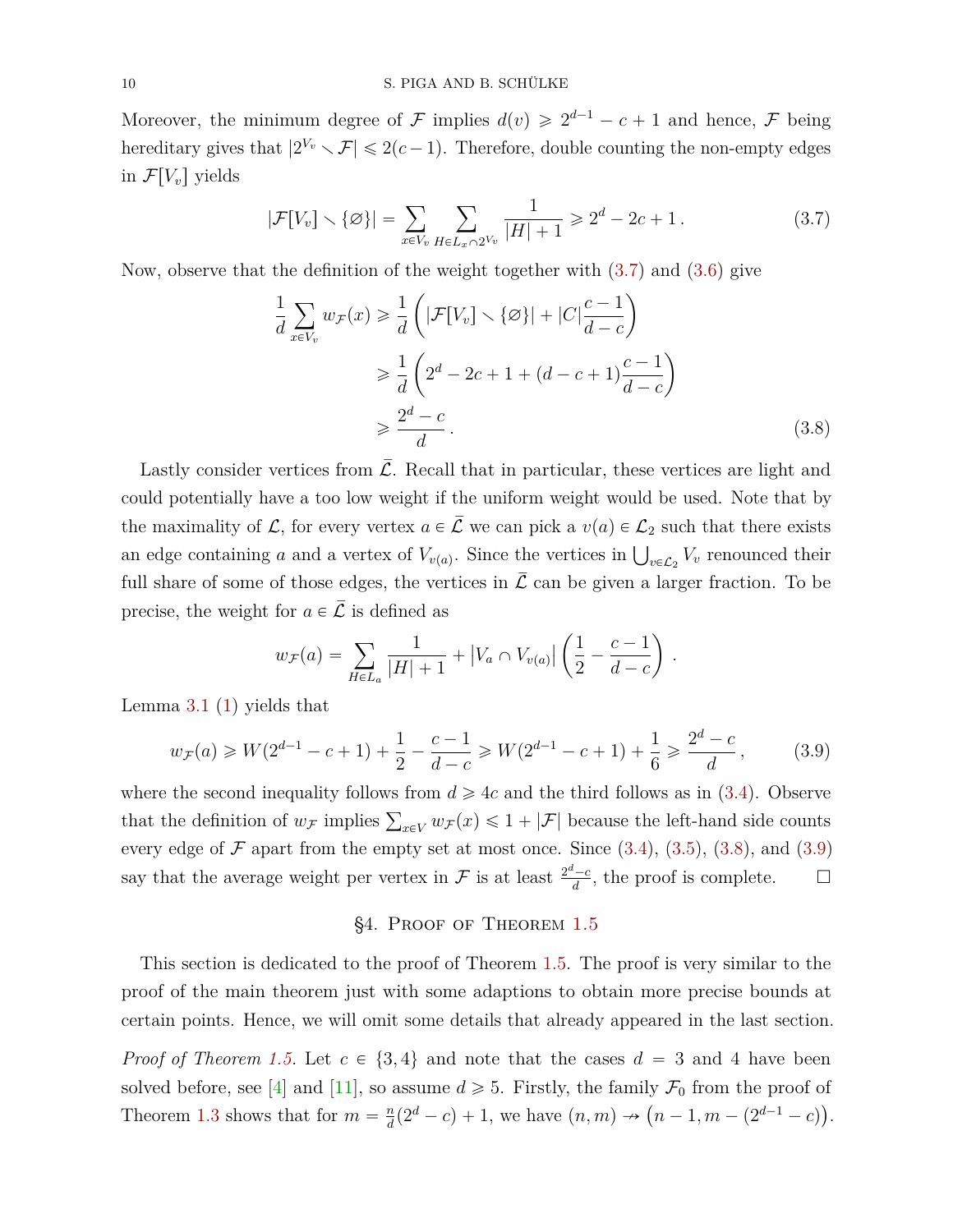Moreover, the minimum degree of $\mathcal{F}$ implies $d(v) \geqslant 2^{d-1} - c + 1$ and hence, $\mathcal{F}$ being hereditary gives that $|2^{V_v} \smallsetminus \mathcal{F}| \leqslant 2(c-1)$. Therefore, double counting the non-empty edges in $\mathcal{F}[V_v]$ yields

$$|\mathcal{F}[V_v] \smallsetminus \{\varnothing\}| = \sum_{x \in V_v} \sum_{H \in L_x \cap 2^{V_v}} \frac{1}{|H|+1} \geqslant 2^d - 2c + 1\,. \tag{3.7}$$

Now, observe that the definition of the weight together with (3.7) and (3.6) give

$$\begin{aligned}
\frac{1}{d} \sum_{x \in V_v} w_{\mathcal{F}}(x) &\geqslant \frac{1}{d}\left(|\mathcal{F}[V_v] \smallsetminus \{\varnothing\}| + |C|\frac{c-1}{d-c}\right) \\
&\geqslant \frac{1}{d}\left(2^d - 2c + 1 + (d-c+1)\frac{c-1}{d-c}\right) \\
&\geqslant \frac{2^d - c}{d}\,.
\end{aligned} \tag{3.8}$$

Lastly consider vertices from $\bar{\mathcal{L}}$. Recall that in particular, these vertices are light and could potentially have a too low weight if the uniform weight would be used. Note that by the maximality of $\mathcal{L}$, for every vertex $a \in \bar{\mathcal{L}}$ we can pick a $v(a) \in \mathcal{L}_2$ such that there exists an edge containing $a$ and a vertex of $V_{v(a)}$. Since the vertices in $\bigcup_{v \in \mathcal{L}_2} V_v$ renounced their full share of some of those edges, the vertices in $\bar{\mathcal{L}}$ can be given a larger fraction. To be precise, the weight for $a \in \bar{\mathcal{L}}$ is defined as

$$w_{\mathcal{F}}(a) = \sum_{H \in L_a} \frac{1}{|H|+1} + \left|V_a \cap V_{v(a)}\right|\left(\frac{1}{2} - \frac{c-1}{d-c}\right)\,.$$

Lemma 3.1 (1) yields that

$$w_{\mathcal{F}}(a) \geqslant W(2^{d-1} - c + 1) + \frac{1}{2} - \frac{c-1}{d-c} \geqslant W(2^{d-1} - c + 1) + \frac{1}{6} \geqslant \frac{2^d - c}{d}\,, \tag{3.9}$$

where the second inequality follows from $d \geqslant 4c$ and the third follows as in (3.4). Observe that the definition of $w_{\mathcal{F}}$ implies $\sum_{x \in V} w_{\mathcal{F}}(x) \leqslant 1 + |\mathcal{F}|$ because the left-hand side counts every edge of $\mathcal{F}$ apart from the empty set at most once. Since (3.4), (3.5), (3.8), and (3.9) say that the average weight per vertex in $\mathcal{F}$ is at least $\frac{2^d - c}{d}$, the proof is complete. $\square$

## §4. Proof of Theorem 1.5

This section is dedicated to the proof of Theorem 1.5. The proof is very similar to the proof of the main theorem just with some adaptions to obtain more precise bounds at certain points. Hence, we will omit some details that already appeared in the last section.

*Proof of Theorem 1.5.* Let $c \in \{3, 4\}$ and note that the cases $d = 3$ and 4 have been solved before, see [4] and [11], so assume $d \geqslant 5$. Firstly, the family $\mathcal{F}_0$ from the proof of Theorem 1.3 shows that for $m = \frac{n}{d}(2^d - c) + 1$, we have $(n, m) \nrightarrow \left(n - 1, m - (2^{d-1} - c)\right)$.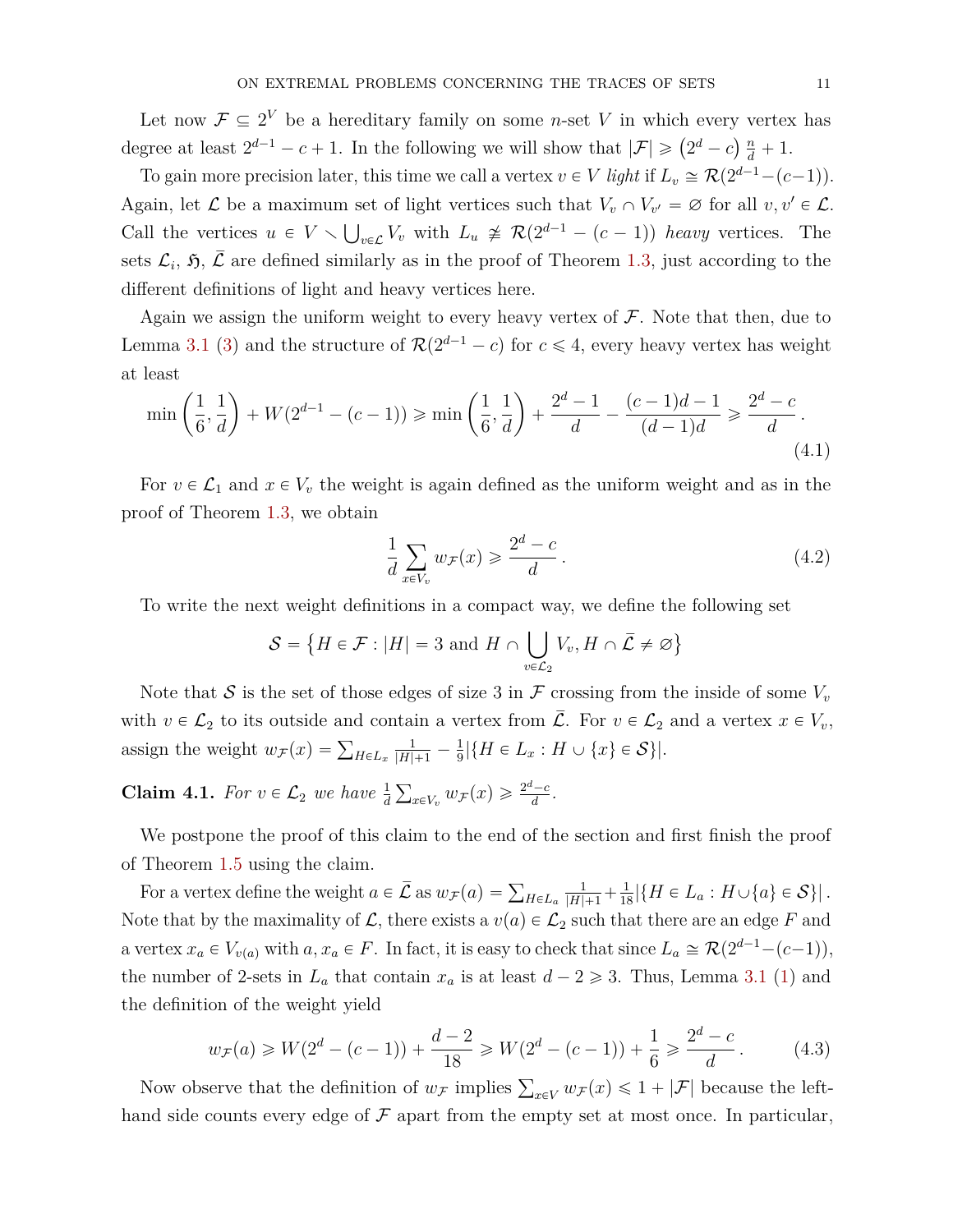Let now $\mathcal{F} \subseteq 2^V$ be a hereditary family on some $n$-set $V$ in which every vertex has degree at least $2^{d-1} - c + 1$. In the following we will show that $|\mathcal{F}| \geqslant \left(2^d - c\right) \frac{n}{d} + 1$.

To gain more precision later, this time we call a vertex $v \in V$ *light* if $L_v \cong \mathcal{R}(2^{d-1} - (c-1))$. Again, let $\mathcal{L}$ be a maximum set of light vertices such that $V_v \cap V_{v'} = \varnothing$ for all $v, v' \in \mathcal{L}$. Call the vertices $u \in V \smallsetminus \bigcup_{v \in \mathcal{L}} V_v$ with $L_u \ncong \mathcal{R}(2^{d-1} - (c-1))$ *heavy* vertices. The sets $\mathcal{L}_i$, $\mathfrak{H}$, $\bar{\mathcal{L}}$ are defined similarly as in the proof of Theorem 1.3, just according to the different definitions of light and heavy vertices here.

Again we assign the uniform weight to every heavy vertex of $\mathcal{F}$. Note that then, due to Lemma 3.1 (3) and the structure of $\mathcal{R}(2^{d-1} - c)$ for $c \leqslant 4$, every heavy vertex has weight at least

$$\min\left(\frac{1}{6}, \frac{1}{d}\right) + W(2^{d-1} - (c-1)) \geqslant \min\left(\frac{1}{6}, \frac{1}{d}\right) + \frac{2^d - 1}{d} - \frac{(c-1)d - 1}{(d-1)d} \geqslant \frac{2^d - c}{d}. \tag{4.1}$$

For $v \in \mathcal{L}_1$ and $x \in V_v$ the weight is again defined as the uniform weight and as in the proof of Theorem 1.3, we obtain

$$\frac{1}{d} \sum_{x \in V_v} w_{\mathcal{F}}(x) \geqslant \frac{2^d - c}{d}. \tag{4.2}$$

To write the next weight definitions in a compact way, we define the following set

$$\mathcal{S} = \left\{ H \in \mathcal{F} : |H| = 3 \text{ and } H \cap \bigcup_{v \in \mathcal{L}_2} V_v, H \cap \bar{\mathcal{L}} \neq \varnothing \right\}$$

Note that $\mathcal{S}$ is the set of those edges of size 3 in $\mathcal{F}$ crossing from the inside of some $V_v$ with $v \in \mathcal{L}_2$ to its outside and contain a vertex from $\bar{\mathcal{L}}$. For $v \in \mathcal{L}_2$ and a vertex $x \in V_v$, assign the weight $w_{\mathcal{F}}(x) = \sum_{H \in L_x} \frac{1}{|H|+1} - \frac{1}{9} |\{H \in L_x : H \cup \{x\} \in \mathcal{S}\}|$.

**Claim 4.1.** *For $v \in \mathcal{L}_2$ we have $\frac{1}{d} \sum_{x \in V_v} w_{\mathcal{F}}(x) \geqslant \frac{2^d - c}{d}$.*

We postpone the proof of this claim to the end of the section and first finish the proof of Theorem 1.5 using the claim.

For a vertex define the weight $a \in \bar{\mathcal{L}}$ as $w_{\mathcal{F}}(a) = \sum_{H \in L_a} \frac{1}{|H|+1} + \frac{1}{18} |\{H \in L_a : H \cup \{a\} \in \mathcal{S}\}|$. Note that by the maximality of $\mathcal{L}$, there exists a $v(a) \in \mathcal{L}_2$ such that there are an edge $F$ and a vertex $x_a \in V_{v(a)}$ with $a, x_a \in F$. In fact, it is easy to check that since $L_a \cong \mathcal{R}(2^{d-1} - (c-1))$, the number of 2-sets in $L_a$ that contain $x_a$ is at least $d - 2 \geqslant 3$. Thus, Lemma 3.1 (1) and the definition of the weight yield

$$w_{\mathcal{F}}(a) \geqslant W(2^d - (c-1)) + \frac{d-2}{18} \geqslant W(2^d - (c-1)) + \frac{1}{6} \geqslant \frac{2^d - c}{d}. \tag{4.3}$$

Now observe that the definition of $w_{\mathcal{F}}$ implies $\sum_{x \in V} w_{\mathcal{F}}(x) \leqslant 1 + |\mathcal{F}|$ because the left-hand side counts every edge of $\mathcal{F}$ apart from the empty set at most once. In particular,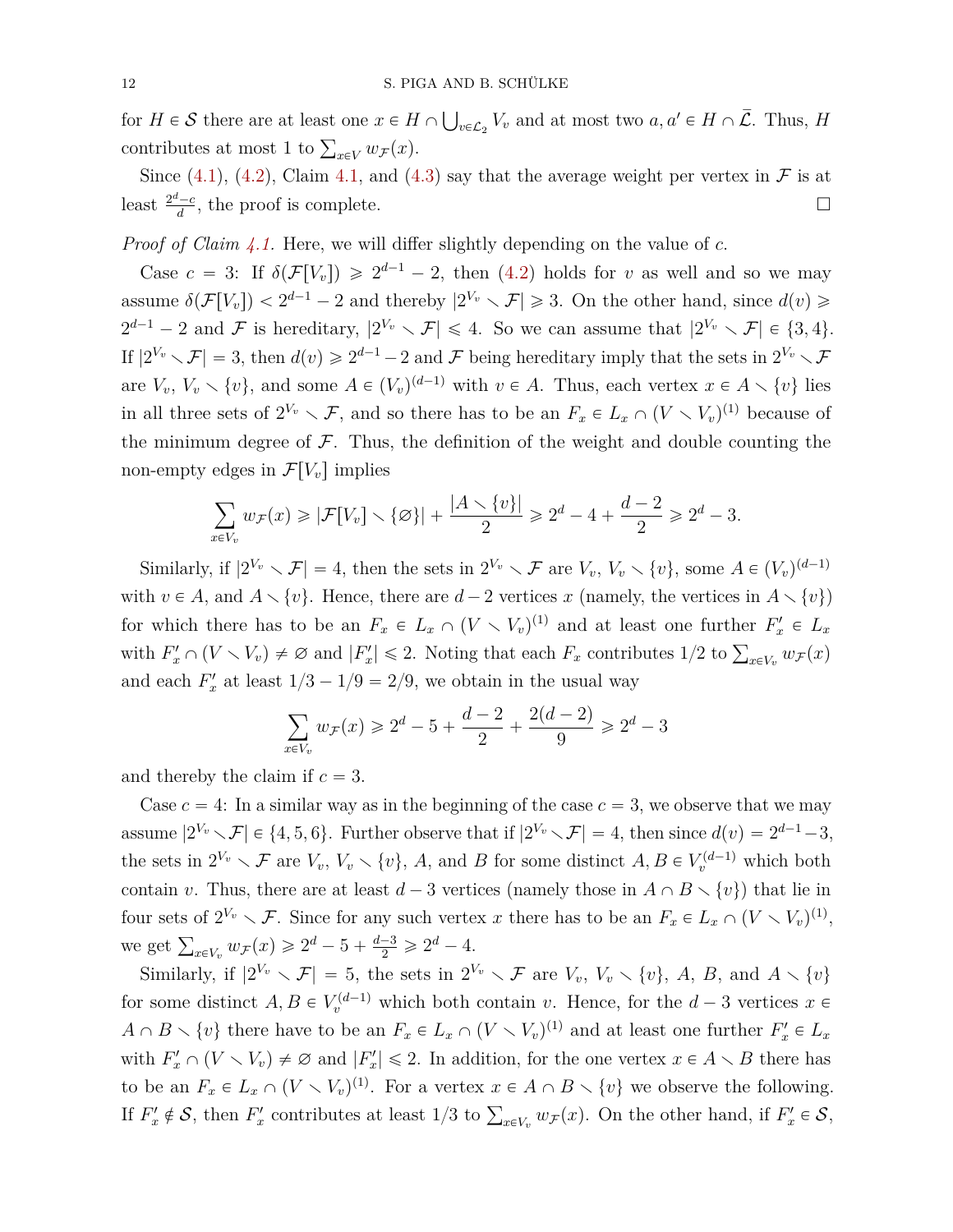for $H \in \mathcal{S}$ there are at least one $x \in H \cap \bigcup_{v \in \mathcal{L}_2} V_v$ and at most two $a, a' \in H \cap \bar{\mathcal{L}}$. Thus, $H$ contributes at most 1 to $\sum_{x \in V} w_{\mathcal{F}}(x)$.

Since (4.1), (4.2), Claim 4.1, and (4.3) say that the average weight per vertex in $\mathcal{F}$ is at least $\frac{2^d - c}{d}$, the proof is complete. □

*Proof of Claim 4.1.* Here, we will differ slightly depending on the value of $c$.

Case $c = 3$: If $\delta(\mathcal{F}[V_v]) \geqslant 2^{d-1} - 2$, then (4.2) holds for $v$ as well and so we may assume $\delta(\mathcal{F}[V_v]) < 2^{d-1} - 2$ and thereby $|2^{V_v} \smallsetminus \mathcal{F}| \geqslant 3$. On the other hand, since $d(v) \geqslant 2^{d-1} - 2$ and $\mathcal{F}$ is hereditary, $|2^{V_v} \smallsetminus \mathcal{F}| \leqslant 4$. So we can assume that $|2^{V_v} \smallsetminus \mathcal{F}| \in \{3, 4\}$. If $|2^{V_v} \smallsetminus \mathcal{F}| = 3$, then $d(v) \geqslant 2^{d-1} - 2$ and $\mathcal{F}$ being hereditary imply that the sets in $2^{V_v} \smallsetminus \mathcal{F}$ are $V_v$, $V_v \smallsetminus \{v\}$, and some $A \in (V_v)^{(d-1)}$ with $v \in A$. Thus, each vertex $x \in A \smallsetminus \{v\}$ lies in all three sets of $2^{V_v} \smallsetminus \mathcal{F}$, and so there has to be an $F_x \in L_x \cap (V \smallsetminus V_v)^{(1)}$ because of the minimum degree of $\mathcal{F}$. Thus, the definition of the weight and double counting the non-empty edges in $\mathcal{F}[V_v]$ implies

$$\sum_{x \in V_v} w_{\mathcal{F}}(x) \geqslant |\mathcal{F}[V_v] \smallsetminus \{\varnothing\}| + \frac{|A \smallsetminus \{v\}|}{2} \geqslant 2^d - 4 + \frac{d-2}{2} \geqslant 2^d - 3.$$

Similarly, if $|2^{V_v} \smallsetminus \mathcal{F}| = 4$, then the sets in $2^{V_v} \smallsetminus \mathcal{F}$ are $V_v$, $V_v \smallsetminus \{v\}$, some $A \in (V_v)^{(d-1)}$ with $v \in A$, and $A \smallsetminus \{v\}$. Hence, there are $d-2$ vertices $x$ (namely, the vertices in $A \smallsetminus \{v\}$) for which there has to be an $F_x \in L_x \cap (V \smallsetminus V_v)^{(1)}$ and at least one further $F'_x \in L_x$ with $F'_x \cap (V \smallsetminus V_v) \neq \varnothing$ and $|F'_x| \leqslant 2$. Noting that each $F_x$ contributes $1/2$ to $\sum_{x \in V_v} w_{\mathcal{F}}(x)$ and each $F'_x$ at least $1/3 - 1/9 = 2/9$, we obtain in the usual way

$$\sum_{x \in V_v} w_{\mathcal{F}}(x) \geqslant 2^d - 5 + \frac{d-2}{2} + \frac{2(d-2)}{9} \geqslant 2^d - 3$$

and thereby the claim if $c = 3$.

Case $c = 4$: In a similar way as in the beginning of the case $c = 3$, we observe that we may assume $|2^{V_v} \smallsetminus \mathcal{F}| \in \{4, 5, 6\}$. Further observe that if $|2^{V_v} \smallsetminus \mathcal{F}| = 4$, then since $d(v) = 2^{d-1} - 3$, the sets in $2^{V_v} \smallsetminus \mathcal{F}$ are $V_v$, $V_v \smallsetminus \{v\}$, $A$, and $B$ for some distinct $A, B \in V_v^{(d-1)}$ which both contain $v$. Thus, there are at least $d-3$ vertices (namely those in $A \cap B \smallsetminus \{v\}$) that lie in four sets of $2^{V_v} \smallsetminus \mathcal{F}$. Since for any such vertex $x$ there has to be an $F_x \in L_x \cap (V \smallsetminus V_v)^{(1)}$, we get $\sum_{x \in V_v} w_{\mathcal{F}}(x) \geqslant 2^d - 5 + \frac{d-3}{2} \geqslant 2^d - 4$.

Similarly, if $|2^{V_v} \smallsetminus \mathcal{F}| = 5$, the sets in $2^{V_v} \smallsetminus \mathcal{F}$ are $V_v$, $V_v \smallsetminus \{v\}$, $A$, $B$, and $A \smallsetminus \{v\}$ for some distinct $A, B \in V_v^{(d-1)}$ which both contain $v$. Hence, for the $d-3$ vertices $x \in A \cap B \smallsetminus \{v\}$ there have to be an $F_x \in L_x \cap (V \smallsetminus V_v)^{(1)}$ and at least one further $F'_x \in L_x$ with $F'_x \cap (V \smallsetminus V_v) \neq \varnothing$ and $|F'_x| \leqslant 2$. In addition, for the one vertex $x \in A \smallsetminus B$ there has to be an $F_x \in L_x \cap (V \smallsetminus V_v)^{(1)}$. For a vertex $x \in A \cap B \smallsetminus \{v\}$ we observe the following. If $F'_x \notin \mathcal{S}$, then $F'_x$ contributes at least $1/3$ to $\sum_{x \in V_v} w_{\mathcal{F}}(x)$. On the other hand, if $F'_x \in \mathcal{S}$,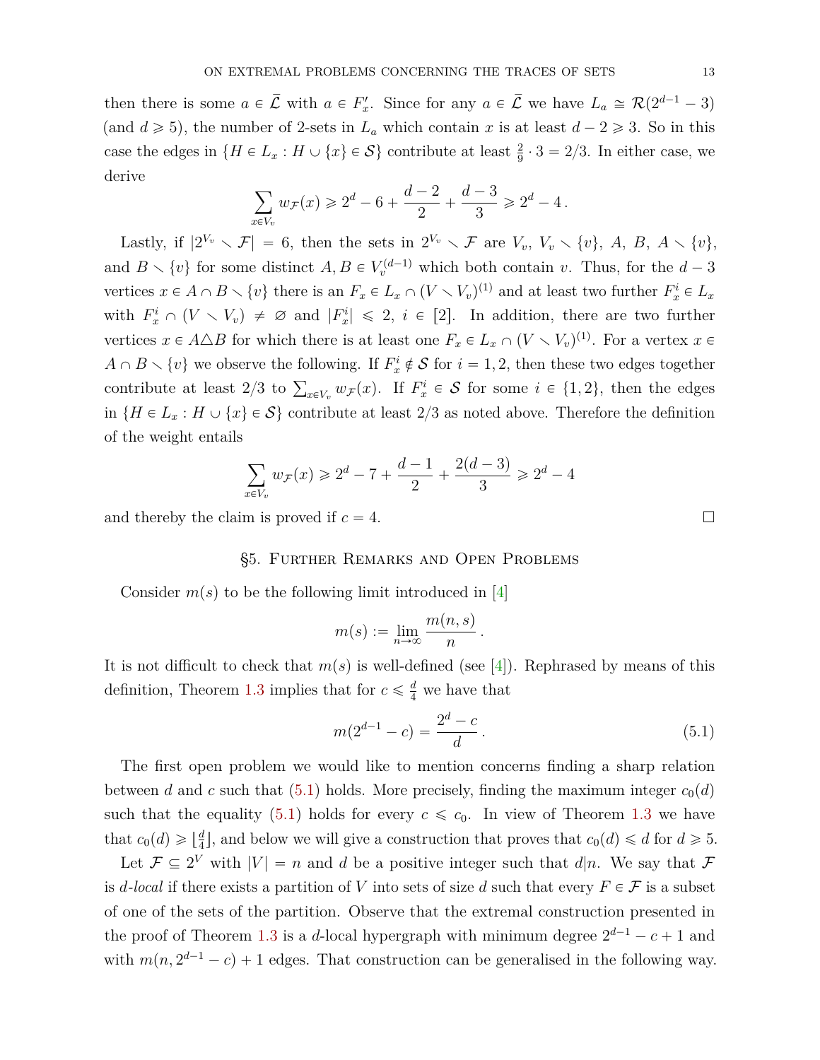then there is some $a \in \bar{\mathcal{L}}$ with $a \in F'_x$. Since for any $a \in \bar{\mathcal{L}}$ we have $L_a \cong \mathcal{R}(2^{d-1} - 3)$ (and $d \geqslant 5$), the number of 2-sets in $L_a$ which contain $x$ is at least $d - 2 \geqslant 3$. So in this case the edges in $\{H \in L_x : H \cup \{x\} \in \mathcal{S}\}$ contribute at least $\frac{2}{9} \cdot 3 = 2/3$. In either case, we derive

$$\sum_{x \in V_v} w_{\mathcal{F}}(x) \geqslant 2^d - 6 + \frac{d-2}{2} + \frac{d-3}{3} \geqslant 2^d - 4\,.$$

Lastly, if $|2^{V_v} \smallsetminus \mathcal{F}| = 6$, then the sets in $2^{V_v} \smallsetminus \mathcal{F}$ are $V_v$, $V_v \smallsetminus \{v\}$, $A$, $B$, $A \smallsetminus \{v\}$, and $B \smallsetminus \{v\}$ for some distinct $A, B \in V_v^{(d-1)}$ which both contain $v$. Thus, for the $d-3$ vertices $x \in A \cap B \smallsetminus \{v\}$ there is an $F_x \in L_x \cap (V \smallsetminus V_v)^{(1)}$ and at least two further $F_x^i \in L_x$ with $F_x^i \cap (V \smallsetminus V_v) \neq \varnothing$ and $|F_x^i| \leqslant 2$, $i \in [2]$. In addition, there are two further vertices $x \in A \triangle B$ for which there is at least one $F_x \in L_x \cap (V \smallsetminus V_v)^{(1)}$. For a vertex $x \in A \cap B \smallsetminus \{v\}$ we observe the following. If $F_x^i \notin \mathcal{S}$ for $i = 1, 2$, then these two edges together contribute at least $2/3$ to $\sum_{x \in V_v} w_{\mathcal{F}}(x)$. If $F_x^i \in \mathcal{S}$ for some $i \in \{1, 2\}$, then the edges in $\{H \in L_x : H \cup \{x\} \in \mathcal{S}\}$ contribute at least $2/3$ as noted above. Therefore the definition of the weight entails

$$\sum_{x \in V_v} w_{\mathcal{F}}(x) \geqslant 2^d - 7 + \frac{d-1}{2} + \frac{2(d-3)}{3} \geqslant 2^d - 4$$

and thereby the claim is proved if $c = 4$. □

## §5. Further Remarks and Open Problems

Consider $m(s)$ to be the following limit introduced in [4]

$$m(s) := \lim_{n \to \infty} \frac{m(n, s)}{n}\,.$$

It is not difficult to check that $m(s)$ is well-defined (see [4]). Rephrased by means of this definition, Theorem 1.3 implies that for $c \leqslant \frac{d}{4}$ we have that

$$m(2^{d-1} - c) = \frac{2^d - c}{d}\,. \tag{5.1}$$

The first open problem we would like to mention concerns finding a sharp relation between $d$ and $c$ such that (5.1) holds. More precisely, finding the maximum integer $c_0(d)$ such that the equality (5.1) holds for every $c \leqslant c_0$. In view of Theorem 1.3 we have that $c_0(d) \geqslant \lfloor \frac{d}{4} \rfloor$, and below we will give a construction that proves that $c_0(d) \leqslant d$ for $d \geqslant 5$.

Let $\mathcal{F} \subseteq 2^V$ with $|V| = n$ and $d$ be a positive integer such that $d | n$. We say that $\mathcal{F}$ is *$d$-local* if there exists a partition of $V$ into sets of size $d$ such that every $F \in \mathcal{F}$ is a subset of one of the sets of the partition. Observe that the extremal construction presented in the proof of Theorem 1.3 is a $d$-local hypergraph with minimum degree $2^{d-1} - c + 1$ and with $m(n, 2^{d-1} - c) + 1$ edges. That construction can be generalised in the following way.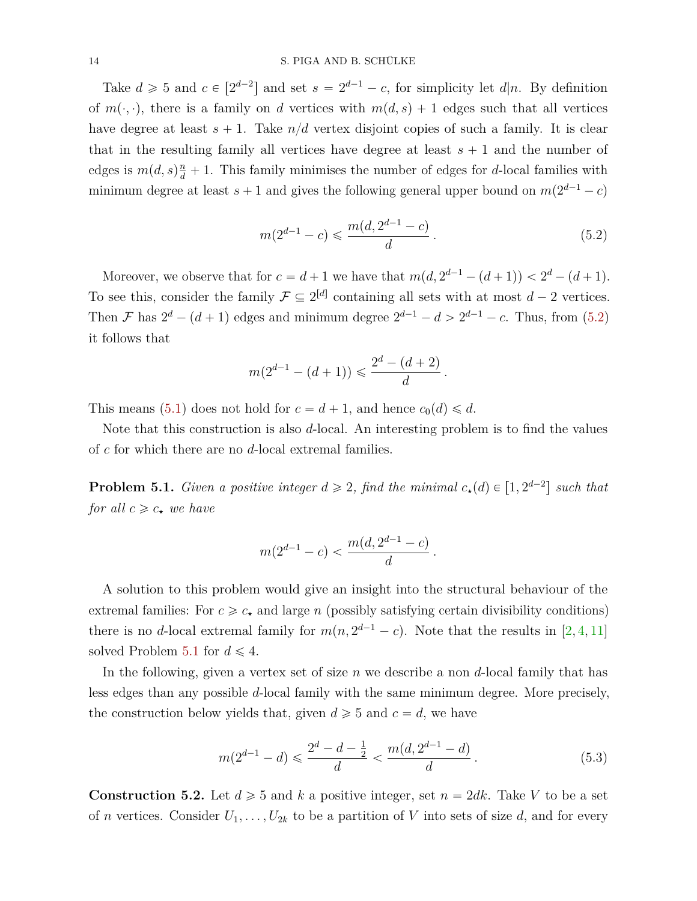Take $d \geqslant 5$ and $c \in [2^{d-2}]$ and set $s = 2^{d-1} - c$, for simplicity let $d|n$. By definition of $m(\cdot, \cdot)$, there is a family on $d$ vertices with $m(d, s) + 1$ edges such that all vertices have degree at least $s + 1$. Take $n/d$ vertex disjoint copies of such a family. It is clear that in the resulting family all vertices have degree at least $s + 1$ and the number of edges is $m(d, s)\frac{n}{d} + 1$. This family minimises the number of edges for $d$-local families with minimum degree at least $s + 1$ and gives the following general upper bound on $m(2^{d-1} - c)$

$$m(2^{d-1} - c) \leqslant \frac{m(d, 2^{d-1} - c)}{d}\,. \tag{5.2}$$

Moreover, we observe that for $c = d + 1$ we have that $m(d, 2^{d-1} - (d + 1)) < 2^d - (d + 1)$. To see this, consider the family $\mathcal{F} \subseteq 2^{[d]}$ containing all sets with at most $d - 2$ vertices. Then $\mathcal{F}$ has $2^d - (d + 1)$ edges and minimum degree $2^{d-1} - d > 2^{d-1} - c$. Thus, from (5.2) it follows that

$$m(2^{d-1} - (d + 1)) \leqslant \frac{2^d - (d + 2)}{d}\,.$$

This means (5.1) does not hold for $c = d + 1$, and hence $c_0(d) \leqslant d$.

Note that this construction is also $d$-local. An interesting problem is to find the values of $c$ for which there are no $d$-local extremal families.

**Problem 5.1.** *Given a positive integer $d \geqslant 2$, find the minimal $c_\star(d) \in [1, 2^{d-2}]$ such that for all $c \geqslant c_\star$ we have*

$$m(2^{d-1} - c) < \frac{m(d, 2^{d-1} - c)}{d}\,.$$

A solution to this problem would give an insight into the structural behaviour of the extremal families: For $c \geqslant c_\star$ and large $n$ (possibly satisfying certain divisibility conditions) there is no $d$-local extremal family for $m(n, 2^{d-1} - c)$. Note that the results in [2, 4, 11] solved Problem 5.1 for $d \leqslant 4$.

In the following, given a vertex set of size $n$ we describe a non $d$-local family that has less edges than any possible $d$-local family with the same minimum degree. More precisely, the construction below yields that, given $d \geqslant 5$ and $c = d$, we have

$$m(2^{d-1} - d) \leqslant \frac{2^d - d - \frac{1}{2}}{d} < \frac{m(d, 2^{d-1} - d)}{d}\,. \tag{5.3}$$

**Construction 5.2.** Let $d \geqslant 5$ and $k$ a positive integer, set $n = 2dk$. Take $V$ to be a set of $n$ vertices. Consider $U_1, \ldots, U_{2k}$ to be a partition of $V$ into sets of size $d$, and for every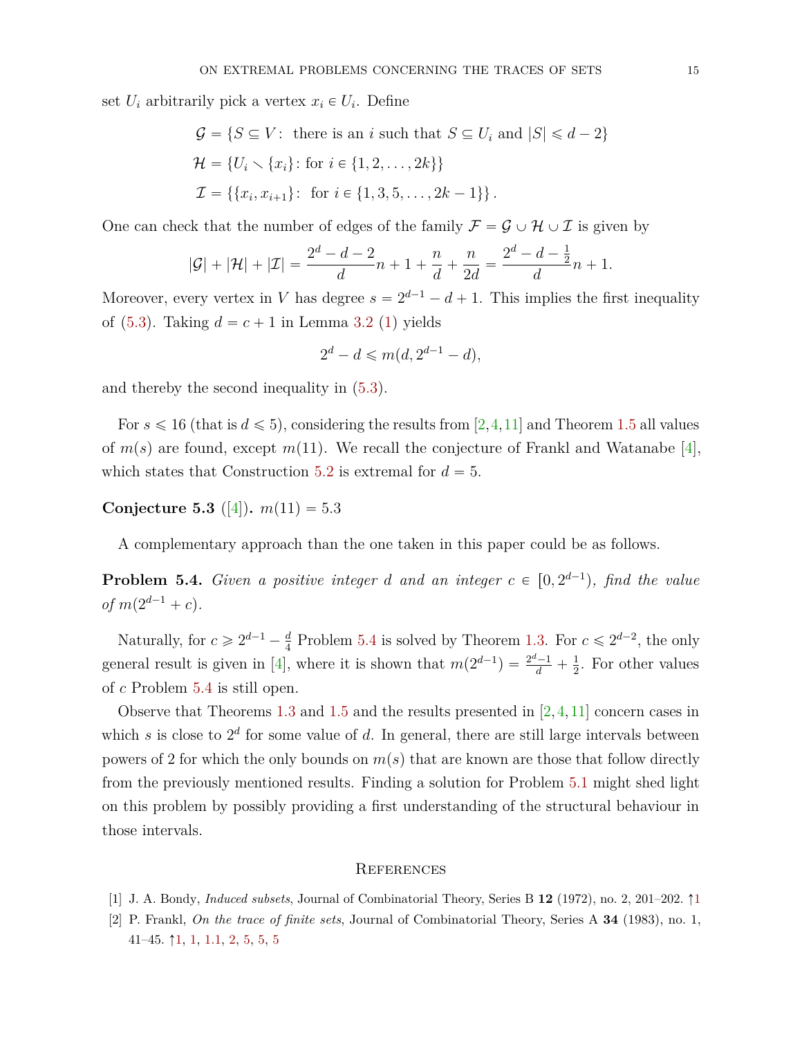set $U_i$ arbitrarily pick a vertex $x_i \in U_i$. Define

$$\mathcal{G} = \{S \subseteq V\colon \text{ there is an } i \text{ such that } S \subseteq U_i \text{ and } |S| \leqslant d-2\}$$
$$\mathcal{H} = \{U_i \setminus \{x_i\}\colon \text{for } i \in \{1,2,\dots,2k\}\}$$
$$\mathcal{I} = \{\{x_i, x_{i+1}\}\colon \text{ for } i \in \{1,3,5,\dots,2k-1\}\}.$$

One can check that the number of edges of the family $\mathcal{F} = \mathcal{G} \cup \mathcal{H} \cup \mathcal{I}$ is given by

$$|\mathcal{G}| + |\mathcal{H}| + |\mathcal{I}| = \frac{2^d - d - 2}{d}n + 1 + \frac{n}{d} + \frac{n}{2d} = \frac{2^d - d - \frac{1}{2}}{d}n + 1.$$

Moreover, every vertex in $V$ has degree $s = 2^{d-1} - d + 1$. This implies the first inequality of (5.3). Taking $d = c+1$ in Lemma 3.2 (1) yields

$$2^d - d \leqslant m(d, 2^{d-1} - d),$$

and thereby the second inequality in (5.3).

For $s \leqslant 16$ (that is $d \leqslant 5$), considering the results from [2,4,11] and Theorem 1.5 all values of $m(s)$ are found, except $m(11)$. We recall the conjecture of Frankl and Watanabe [4], which states that Construction 5.2 is extremal for $d = 5$.

**Conjecture 5.3** ([4])**.** $m(11) = 5.3$

A complementary approach than the one taken in this paper could be as follows.

**Problem 5.4.** *Given a positive integer $d$ and an integer $c \in [0, 2^{d-1})$, find the value of $m(2^{d-1} + c)$.*

Naturally, for $c \geqslant 2^{d-1} - \frac{d}{4}$ Problem 5.4 is solved by Theorem 1.3. For $c \leqslant 2^{d-2}$, the only general result is given in [4], where it is shown that $m(2^{d-1}) = \frac{2^d - 1}{d} + \frac{1}{2}$. For other values of $c$ Problem 5.4 is still open.

Observe that Theorems 1.3 and 1.5 and the results presented in [2,4,11] concern cases in which $s$ is close to $2^d$ for some value of $d$. In general, there are still large intervals between powers of 2 for which the only bounds on $m(s)$ that are known are those that follow directly from the previously mentioned results. Finding a solution for Problem 5.1 might shed light on this problem by possibly providing a first understanding of the structural behaviour in those intervals.

## References

[1] J. A. Bondy, *Induced subsets*, Journal of Combinatorial Theory, Series B **12** (1972), no. 2, 201–202. ↑1

[2] P. Frankl, *On the trace of finite sets*, Journal of Combinatorial Theory, Series A **34** (1983), no. 1, 41–45. ↑1, 1, 1.1, 2, 5, 5, 5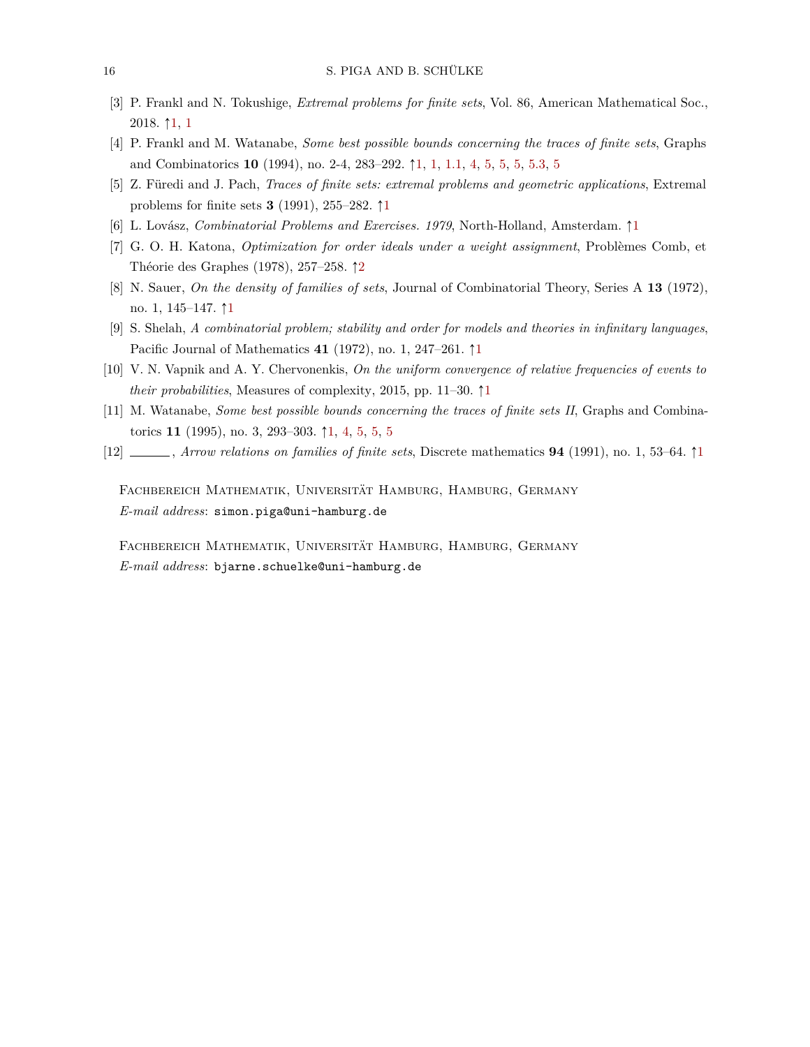[3] P. Frankl and N. Tokushige, *Extremal problems for finite sets*, Vol. 86, American Mathematical Soc., 2018. ↑1, 1

[4] P. Frankl and M. Watanabe, *Some best possible bounds concerning the traces of finite sets*, Graphs and Combinatorics **10** (1994), no. 2-4, 283–292. ↑1, 1, 1.1, 4, 5, 5, 5, 5.3, 5

[5] Z. Füredi and J. Pach, *Traces of finite sets: extremal problems and geometric applications*, Extremal problems for finite sets **3** (1991), 255–282. ↑1

[6] L. Lovász, *Combinatorial Problems and Exercises. 1979*, North-Holland, Amsterdam. ↑1

[7] G. O. H. Katona, *Optimization for order ideals under a weight assignment*, Problèmes Comb, et Théorie des Graphes (1978), 257–258. ↑2

[8] N. Sauer, *On the density of families of sets*, Journal of Combinatorial Theory, Series A **13** (1972), no. 1, 145–147. ↑1

[9] S. Shelah, *A combinatorial problem; stability and order for models and theories in infinitary languages*, Pacific Journal of Mathematics **41** (1972), no. 1, 247–261. ↑1

[10] V. N. Vapnik and A. Y. Chervonenkis, *On the uniform convergence of relative frequencies of events to their probabilities*, Measures of complexity, 2015, pp. 11–30. ↑1

[11] M. Watanabe, *Some best possible bounds concerning the traces of finite sets II*, Graphs and Combinatorics **11** (1995), no. 3, 293–303. ↑1, 4, 5, 5, 5

[12] ______, *Arrow relations on families of finite sets*, Discrete mathematics **94** (1991), no. 1, 53–64. ↑1

Fachbereich Mathematik, Universität Hamburg, Hamburg, Germany
*E-mail address*: simon.piga@uni-hamburg.de

Fachbereich Mathematik, Universität Hamburg, Hamburg, Germany
*E-mail address*: bjarne.schuelke@uni-hamburg.de